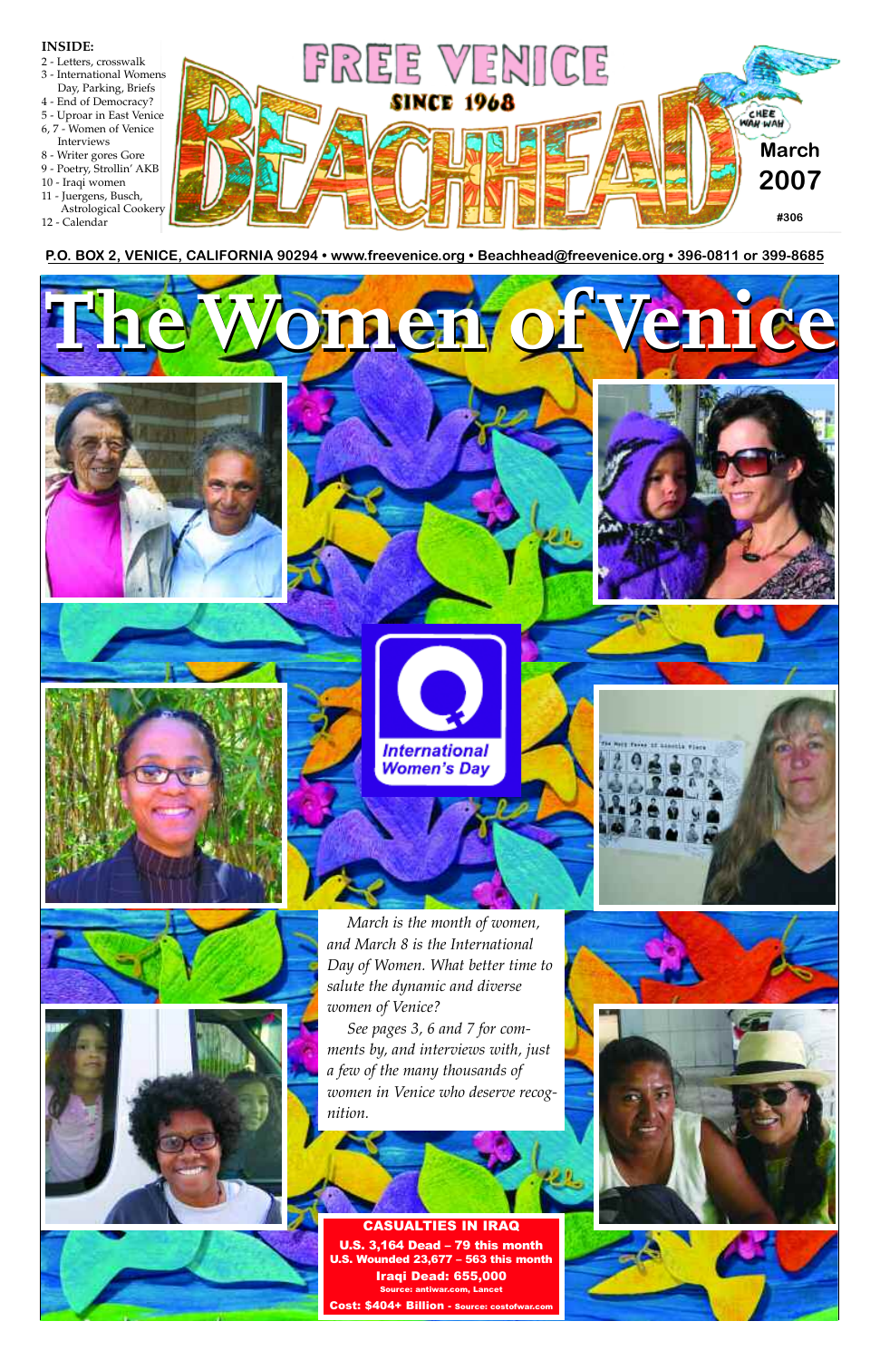**INSIDE:**
2 - Letters, crosswalk
3 - International Womens Day, Parking, Briefs
4 - End of Democracy?
5 - Uproar in East Venice
6, 7 - Women of Venice Interviews
8 - Writer gores Gore
9 - Poetry, Strollin' AKB
10 - Iraqi women
11 - Juergens, Busch, Astrological Cookery
12 - Calendar

# FREE VENICE BEACHHEAD

SINCE 1968

CHEE WAH WAH

March 2007

#306

P.O. BOX 2, VENICE, CALIFORNIA 90294 • www.freevenice.org • Beachhead@freevenice.org • 396-0811 or 399-8685

# The Women of Venice

International Women's Day

*March is the month of women, and March 8 is the International Day of Women. What better time to salute the dynamic and diverse women of Venice?*

*See pages 3, 6 and 7 for comments by, and interviews with, just a few of the many thousands of women in Venice who deserve recognition.*

**CASUALTIES IN IRAQ**

**U.S. 3,164 Dead – 79 this month**
**U.S. Wounded 23,677 – 563 this month**
**Iraqi Dead: 655,000**
Source: antiwar.com, Lancet
**Cost: $404+ Billion** - Source: costofwar.com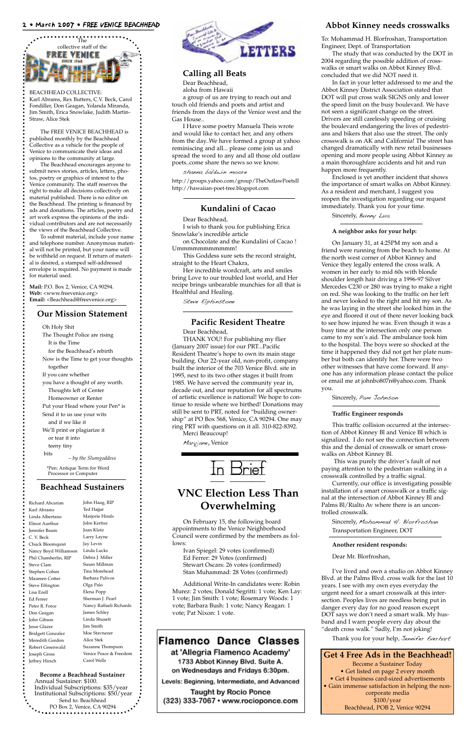The collective staff of the FREE VENICE BEACHHEAD

BEACHHEAD COLLECTIVE:
Karl Abrams, Rex Butters, C.V. Beck, Carol Fondiller, Don Geagan, Yolanda Miranda, Jim Smith, Erica Snowlake, Judith Martin-Straw, Alice Stek

The FREE VENICE BEACHHEAD is published monthly by the Beachhead Collective as a vehicle for the people of Venice to communicate their ideas and opinions to the community at large.

The Beachhead encourages anyone to submit news stories, articles, letters, photos, poetry or graphics of interest to the Venice community. The staff reserves the right to make all decisions collectively on material published. There is no editor on the Beachhead. The printing is financed by ads and donations. The articles, poetry and art work express the opinions of the individual contributors and are not necessarily the views of the Beachhead Collective.

To submit material, include your name and telephone number. Anonymous material will not be printed, but your name will be withheld on request. If return of material is desired, a stamped self-addressed envelope is required. No payment is made for material used.

**Mail:** P.O. Box 2, Venice, CA 90294.
**Web:** <www.freevenice.org>
**Email:** <Beachhead@freevenice.org>

## Our Mission Statement

Oh Holy Shit
The Thought Police are rising
It is the Time
for the Beachhead's rebirth
Now is the Time to get your thoughts together
If you care whether
you have a thought of any worth.
Thoughts left of Center
Homeowner or Renter
Put your Head where your Pen* is
Send it to us use your wits
and if we like it
We'll print or plagiarize it
or tear it into
teeny tiny
bits

*– by the Slumgoddess*

*Pen: Antique Term for Word Processor or Computer

## Beachhead Sustainers

Richard Abcarian
Karl Abrams
Linda Albertano
Elinor Aurthur
Jennifer Baum
C. V. Beck
Chuck Bloomquist
Nancy Boyd Williamson
Phil Chamberlin, RIP
Steve Clare
Stephen Cohen
Maureen Cotter
Steve Effington
Lisa Ezell
Ed Ferrer
Peter R. Force
Don Geagan
John Gibson
Jesse Glazer
Bridgett Gonzalez
Meredith Gordon
Robert Greenwald
Joseph Gross
Jeffrey Hirsch
John Haag, RIP
Ted Hajjar
Marjorie Hinds
John Kertisz
Joan Klotz
Larry Layne
Jay Levin
Linda Lucks
Debra J. Miller
Susan Millman
Tina Morehead
Barbara Palivos
Olga Palo
Elena Popp
Sherman J. Pearl
Nancy Raffaeli Richards
James Schley
Linda Shusett
Jim Smith
Moe Stavnezer
Alice Stek
Suzanne Thompson
Venice Peace & Freedom
Carol Wells

**Become a Beachhead Sustainer**
Annual Sustainer: $100.
Individual Subscriptions: $35/year
Institutional Subscriptions: $50/year
Send to: Beachhead
PO Box 2, Venice, CA 90294

# LETTERS

## Calling all Beats

Dear Beachhead,
aloha from Hawaii

a group of us are trying to reach out and touch old friends and poets and artist and friends from the days of the Venice west and the Gas House..

I Have some poetry Manuela Theis wrote and would like to contact her, and any others from the day..We have formed a group at yahoo reminiscing and all... please come join us and spread the word to any and all those old outlaw poets..come share the news so we know.

*shanna baldwin moore*

http://groups.yahoo.com/group/TheOutlawPoetsII
http://hawaiian-poet-tree.blogspot.com

## Kundalini of Cacao

Dear Beachhead,

I wish to thank you for publishing Erica Snowlake's incredible article

on Chocolate and the Kundalini of Cacao ! Ummmmmmmmmmm!

This Goddess sure sets the record straight, straight to the Heart Chakra,

Her incredible wordcraft, arts and smiles bring Love to our troubled lost world, and Her recipe brings unbearable munchies for all that is Healthful and Healing.

*Steve Elphinstone*

## Pacific Resident Theatre

Dear Beachhead,

THANK YOU! For publishing my flier (January 2007 issue) for our PRT...Pacific Resident Theatre's hope to own its main stage building. Our 22-year old, non-profit, company built the interior of the 703 Venice Blvd. site in 1995, next to its two other stages it built from 1985. We have served the community year in, decade out, and our reputation for all spectrums of artistic excellence is national! We hope to continue to reside where we birthed! Donations may still be sent to PRT, noted for "building ownership" at PO Box 568, Venice, CA 90294. One may ring PRT with questions on it all. 310-822-8392.

Merci Beaucoup!

*Maryjane*, Venice

# In Brief

## VNC Election Less Than Overwhelming

On February 15, the following board appointments to the Venice Neighborhood Council were confirmed by the members as follows:

Ivan Spiegel: 29 votes (confirmed)
Ed Ferrer: 29 Votes (confirmed)
Stewart Oscars: 26 votes (confirmed)
Stan Muhammad: 28 Votes (confirmed)

Additional Write-In candidates were: Robin Murez: 2 votes; Donald Segritti: 1 vote; Ken Lay: 1 vote; Jim Smith: 1 vote; Rosemary Woods: 1 vote; Barbara Bush: 1 vote; Nancy Reagan: 1 vote; Pat Nixon: 1 vote.

**Flamenco Dance Classes**
at 'Allegria Flamenco Academy'
1733 Abbot Kinney Blvd. Suite A.
on Wednesdays and Fridays 6:30pm.
Levels: Beginning, Intermediate, and Advanced
Taught by Rocio Ponce
(323) 333-7067 • www.rocioponce.com

## Abbot Kinney needs crosswalks

To: Mohammad H. Blorfroshan, Transportation Engineer, Dept. of Transportation

The study that was conducted by the DOT in 2004 regarding the possible addition of crosswalks or smart walks on Abbot Kinney Blvd. concluded that we did NOT need it.

In fact in your letter addressed to me and the Abbot Kinney District Association stated that DOT will put cross walk SIGNS only and lower the speed limit on the busy boulevard. We have not seen a significant change on the street. Drivers are still carelessly speeding or cruising the boulevard endangering the lives of pedestrians and bikers that also use the street. The only crosswalk is on AK and California! The street has changed dramatically with new retail businesses opening and more people using Abbot Kinney as a main thoroughfare accidents and hit and run happen more frequently.

Enclosed is yet another incident that shows the importance of smart walks on Abbot Kinney. As a resident and merchant, I suggest you reopen the investigation regarding our request immediately. Thank you for your time.

Sincerely, *Bunny Lua*

**A neighbor asks for your help:**

On January 31, at 4:25PM my son and a friend were running from the beach to home. At the north west corner of Abbot Kinney and Venice they legally entered the cross walk. A women in her early to mid 60s with blonde shoulder length hair driving a 1996-97 Silver Mercedes C230 or 280 was trying to make a right on red. She was looking to the traffic on her left and never looked to the right and hit my son. As he was laying in the street she looked him in the eye and floored it out of there never looking back to see how injured he was. Even though it was a busy time at the intersection only one person came to my son's aid. The ambulance took him to the hospital. The boys were so shocked at the time it happened they did not get her plate number but both can identify her. There were two other witnesses that have come forward. If anyone has any information please contact the police or email me at johnbo807n@yahoo.com. Thank you.

Sincerely, *Pam Johnson*

**Traffic Engineer responds**

This traffic collision occurred at the intersection of Abbot Kinney Bl and Venice Bl which is signalized. I do not see the connection between this and the denial of crosswalk or smart crosswalks on Abbot Kinney Bl.

This was purely the driver's fault of not paying attention to the pedestrian walking in a crosswalk controlled by a traffic signal.

Currently, our office is investigating possible installation of a smart crosswalk or a traffic signal at the intersection of Abbot Kinney Bl and Palms Bl/Rialto Av where there is an uncontrolled crosswalk.

Sincerely, *Mohammad H. Blorfroshan*
Transportation Engineer, DOT

**Another resident responds:**

Dear Mr. Blorfroshan,

I've lived and own a studio on Abbot Kinney Blvd. at the Palms Blvd. cross walk for the last 10 years. I see with my own eyes everyday the urgent need for a smart crosswalk at this intersection. Peoples lives are needless being put in danger every day for no good reason except DOT says we don't need a smart walk. My husband and I warn people every day about the "death cross walk." Sadly, I'm not joking!

Thank you for your help, *Jennifer Everhart*

## Get 4 Free Ads in the Beachhead!

Become a Sustainer Today
• Get listed on page 2 every month
• Get 4 business card-sized advertisements
• Gain immense satisfaction in helping the non-corporate media
$100/year
Beachhead, POB 2, Venice 90294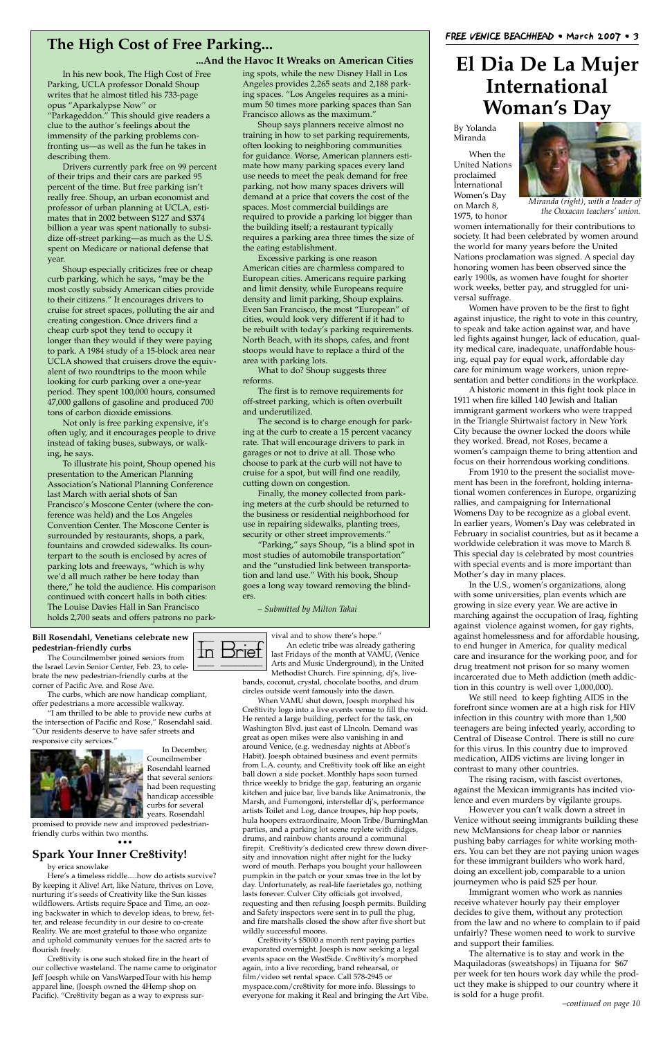## The High Cost of Free Parking...

### ...And the Havoc It Wreaks on American Cities

In his new book, The High Cost of Free Parking, UCLA professor Donald Shoup writes that he almost titled his 733-page opus "Aparkalypse Now" or "Parkageddon." This should give readers a clue to the author's feelings about the immensity of the parking problems confronting us—as well as the fun he takes in describing them.

Drivers currently park free on 99 percent of their trips and their cars are parked 95 percent of the time. But free parking isn't really free. Shoup, an urban economist and professor of urban planning at UCLA, estimates that in 2002 between $127 and $374 billion a year was spent nationally to subsidize off-street parking—as much as the U.S. spent on Medicare or national defense that year.

Shoup especially criticizes free or cheap curb parking, which he says, "may be the most costly subsidy American cities provide to their citizens." It encourages drivers to cruise for street spaces, polluting the air and creating congestion. Once drivers find a cheap curb spot they tend to occupy it longer than they would if they were paying to park. A 1984 study of a 15-block area near UCLA showed that cruisers drove the equivalent of two roundtrips to the moon while looking for curb parking over a one-year period. They spent 100,000 hours, consumed 47,000 gallons of gasoline and produced 700 tons of carbon dioxide emissions.

Not only is free parking expensive, it's often ugly, and it encourages people to drive instead of taking buses, subways, or walking, he says.

To illustrate his point, Shoup opened his presentation to the American Planning Association's National Planning Conference last March with aerial shots of San Francisco's Moscone Center (where the conference was held) and the Los Angeles Convention Center. The Moscone Center is surrounded by restaurants, shops, a park, fountains and crowded sidewalks. Its counterpart to the south is enclosed by acres of parking lots and freeways, "which is why we'd all much rather be here today than there," he told the audience. His comparison continued with concert halls in both cities: The Louise Davies Hall in San Francisco holds 2,700 seats and offers patrons no parking spots, while the new Disney Hall in Los Angeles provides 2,265 seats and 2,188 parking spaces. "Los Angeles requires as a minimum 50 times more parking spaces than San Francisco allows as the maximum."

Shoup says planners receive almost no training in how to set parking requirements, often looking to neighboring communities for guidance. Worse, American planners estimate how many parking spaces every land use needs to meet the peak demand for free parking, not how many spaces drivers will demand at a price that covers the cost of the spaces. Most commercial buildings are required to provide a parking lot bigger than the building itself; a restaurant typically requires a parking area three times the size of the eating establishment.

Excessive parking is one reason American cities are charmless compared to European cities. Americans require parking and limit density, while Europeans require density and limit parking, Shoup explains. Even San Francisco, the most "European" of cities, would look very different if it had to be rebuilt with today's parking requirements. North Beach, with its shops, cafes, and front stoops would have to replace a third of the area with parking lots.

What to do? Shoup suggests three reforms.

The first is to remove requirements for off-street parking, which is often overbuilt and underutilized.

The second is to charge enough for parking at the curb to create a 15 percent vacancy rate. That will encourage drivers to park in garages or not to drive at all. Those who choose to park at the curb will not have to cruise for a spot, but will find one readily, cutting down on congestion.

Finally, the money collected from parking meters at the curb should be returned to the business or residential neighborhood for use in repairing sidewalks, planting trees, security or other street improvements."

"Parking," says Shoup, "is a blind spot in most studies of automobile transportation" and the "unstudied link between transportation and land use." With his book, Shoup goes a long way toward removing the blinders.

*– Submitted by Milton Takai*

# El Dia De La Mujer International Woman's Day

By Yolanda Miranda

*Miranda (right), with a leader of the Oaxacan teachers' union.*

When the United Nations proclaimed International Women's Day on March 8, 1975, to honor women internationally for their contributions to society. It had been celebrated by women around the world for many years before the United Nations proclamation was signed. A special day honoring women has been observed since the early 1900s, as women have fought for shorter work weeks, better pay, and struggled for universal suffrage.

Women have proven to be the first to fight against injustice, the right to vote in this country, to speak and take action against war, and have led fights against hunger, lack of education, quality medical care, inadequate, unaffordable housing, equal pay for equal work, affordable day care for minimum wage workers, union representation and better conditions in the workplace.

A historic moment in this fight took place in 1911 when fire killed 140 Jewish and Italian immigrant garment workers who were trapped in the Triangle Shirtwaist factory in New York City because the owner locked the doors while they worked. Bread, not Roses, became a women's campaign theme to bring attention and focus on their horrendous working conditions.

From 1910 to the present the socialist movement has been in the forefront, holding international women conferences in Europe, organizing rallies, and campaigning for International Womens Day to be recognize as a global event. In earlier years, Women's Day was celebrated in February in socialist countries, but as it became a worldwide celebration it was move to March 8. This special day is celebrated by most countries with special events and is more important than Mother's day in many places.

In the U.S., women's organizations, along with some universities, plan events which are growing in size every year. We are active in marching against the occupation of Iraq, fighting against violence against women, for gay rights, against homelessness and for affordable housing, to end hunger in America, for quality medical care and insurance for the working poor, and for drug treatment not prison for so many women incarcerated due to Meth addiction (meth addiction in this country is well over 1,000,000).

We still need to keep fighting AIDS in the forefront since women are at a high risk for HIV infection in this country with more than 1,500 teenagers are being infected yearly, according to Central of Disease Control. There is still no cure for this virus. In this country due to improved medication, AIDS victims are living longer in contrast to many other countries.

The rising racism, with fascist overtones, against the Mexican immigrants has incited violence and even murders by vigilante groups.

However you can't walk down a street in Venice without seeing immigrants building these new McMansions for cheap labor or nannies pushing baby carriages for white working mothers. You can bet they are not paying union wages for these immigrant builders who work hard, doing an excellent job, comparable to a union journeymen who is paid $25 per hour.

Immigrant women who work as nannies receive whatever hourly pay their employer decides to give them, without any protection from the law and no where to complain to if paid unfairly? These women need to work to survive and support their families.

The alternative is to stay and work in the Maquiladoras (sweatshops) in Tijuana for $67 per week for ten hours work day while the product they make is shipped to our country where it is sold for a huge profit.

*–continued on page 10*

## In Brief

**Bill Rosendahl, Venetians celebrate new pedestrian-friendly curbs**

The Councilmember joined seniors from the Israel Levin Senior Center, Feb. 23, to celebrate the new pedestrian-friendly curbs at the corner of Pacific Ave. and Rose Ave.

The curbs, which are now handicap compliant, offer pedestrians a more accessible walkway.

"I am thrilled to be able to provide new curbs at the intersection of Pacific and Rose," Rosendahl said. "Our residents deserve to have safer streets and responsive city services."

In December, Councilmember Rosendahl learned that several seniors had been requesting handicap accessible curbs for several years. Rosendahl promised to provide new and improved pedestrian-friendly curbs within two months.

•••

### Spark Your Inner Cre8tivity!

by erica snowlake

Here's a timeless riddle.....how do artists survive? By keeping it Alive! Art, like Nature, thrives on Love, nurturing it's seeds of Creativity like the Sun kisses wildflowers. Artists require Space and Time, an oozing backwater in which to develop ideas, to brew, fetter, and release fecundity in our desire to co-create Reality. We are most grateful to those who organize and uphold community venues for the sacred arts to flourish freely.

Cre8tivity is one such stoked fire in the heart of our collective wasteland. The name came to originator Jeff Joesph while on VansWarpedTour with his hemp apparel line, (Joesph owned the 4Hemp shop on Pacific). "Cre8tivity began as a way to express survival and to show there's hope."

An eclectic tribe was already gathering last Fridays of the month at VAMU, (Venice Arts and Music Underground), in the United Methodist Church. Fire spinning, dj's, live-bands, coconut, crystal, chocolate booths, and drum circles outside went famously into the dawn.

When VAMU shut down, Joesph morphed his Cre8tivity logo into a live events venue to fill the void. He rented a large building, perfect for the task, on Washington Blvd. just east of LIncoln. Demand was great as open mikes were also vanishing in and around Venice, (e.g. wednesday nights at Abbot's Habit). Joesph obtained business and event permits from L.A. county, and Cre8tivity took off like an eight ball down a side pocket. Monthly haps soon turned thrice weekly to bridge the gap, featuring an organic kitchen and juice bar, live bands like Animatronix, the Marsh, and Fumongoni, interstellar dj's, performance artists Toilet and Log, dance troupes, hip hop poets, hula hoopers extraordinaire, Moon Tribe/BurningMan parties, and a parking lot scene replete with didges, drums, and rainbow chants around a communal firepit. Cre8tivity's dedicated crew threw down diversity and innovation night after night for the lucky word of mouth. Perhaps you bought your halloween pumpkin in the patch or your xmas tree in the lot by day. Unfortunately, as real-life faerietales go, nothing lasts forever. Culver City officials got involved, requesting and then refusing Joesph permits. Building and Safety inspectors were sent in to pull the plug, and fire marshalls closed the show after five short but wildly successful moons.

Cre8tivity's $5000 a month rent paying parties evaporated overnight. Joesph is now seeking a legal events space on the WestSide. Cre8tivity's morphed again, into a live recording, band rehearsal, or film/video set rental space. Call 578-2945 or myspace.com/cre8tivity for more info. Blessings to everyone for making it Real and bringing the Art Vibe.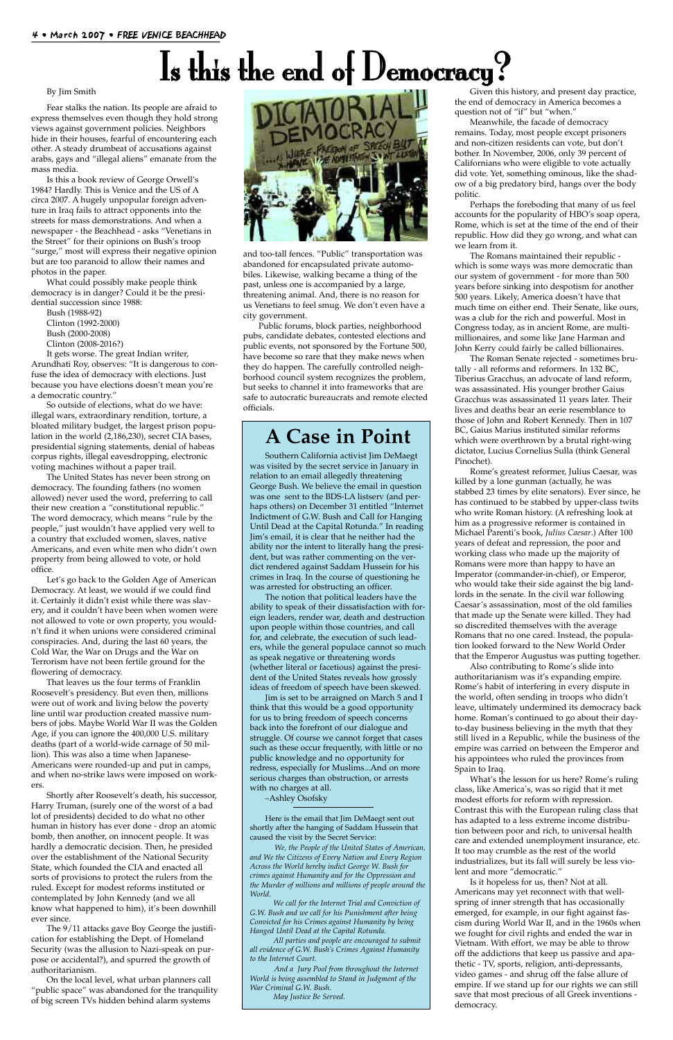# Is this the end of Democracy?

By Jim Smith

Fear stalks the nation. Its people are afraid to express themselves even though they hold strong views against government policies. Neighbors hide in their houses, fearful of encountering each other. A steady drumbeat of accusations against arabs, gays and "illegal aliens" emanate from the mass media.

Is this a book review of George Orwell's 1984? Hardly. This is Venice and the US of A circa 2007. A hugely unpopular foreign adventure in Iraq fails to attract opponents into the streets for mass demonstrations. And when a newspaper - the Beachhead - asks "Venetians in the Street" for their opinions on Bush's troop "surge," most will express their negative opinion but are too paranoid to allow their names and photos in the paper.

What could possibly make people think democracy is in danger? Could it be the presidential succession since 1988:

Bush (1988-92)
Clinton (1992-2000)
Bush (2000-2008)
Clinton (2008-2016?)

It gets worse. The great Indian writer, Arundhati Roy, observes: "It is dangerous to confuse the idea of democracy with elections. Just because you have elections doesn't mean you're a democratic country."

So outside of elections, what do we have: illegal wars, extraordinary rendition, torture, a bloated military budget, the largest prison population in the world (2,186,230), secret CIA bases, presidential signing statements, denial of habeas corpus rights, illegal eavesdropping, electronic voting machines without a paper trail.

The United States has never been strong on democracy. The founding fathers (no women allowed) never used the word, preferring to call their new creation a "constitutional republic." The word democracy, which means "rule by the people," just wouldn't have applied very well to a country that excluded women, slaves, native Americans, and even white men who didn't own property from being allowed to vote, or hold office.

Let's go back to the Golden Age of American Democracy. At least, we would if we could find it. Certainly it didn't exist while there was slavery, and it couldn't have been when women were not allowed to vote or own property, you wouldn't find it when unions were considered criminal conspiracies. And, during the last 60 years, the Cold War, the War on Drugs and the War on Terrorism have not been fertile ground for the flowering of democracy.

That leaves us the four terms of Franklin Roosevelt's presidency. But even then, millions were out of work and living below the poverty line until war production created massive numbers of jobs. Maybe World War II was the Golden Age, if you can ignore the 400,000 U.S. military deaths (part of a world-wide carnage of 50 million). This was also a time when Japanese-Americans were rounded-up and put in camps, and when no-strike laws were imposed on workers.

Shortly after Roosevelt's death, his successor, Harry Truman, (surely one of the worst of a bad lot of presidents) decided to do what no other human in history has ever done - drop an atomic bomb, then another, on innocent people. It was hardly a democratic decision. Then, he presided over the establishment of the National Security State, which founded the CIA and enacted all sorts of provisions to protect the rulers from the ruled. Except for modest reforms instituted or contemplated by John Kennedy (and we all know what happened to him), it's been downhill ever since.

The 9/11 attacks gave Boy George the justification for establishing the Dept. of Homeland Security (was the allusion to Nazi-speak on purpose or accidental?), and spurred the growth of authoritarianism.

On the local level, what urban planners call "public space" was abandoned for the tranquility of big screen TVs hidden behind alarm systems and too-tall fences. "Public" transportation was abandoned for encapsulated private automobiles. Likewise, walking became a thing of the past, unless one is accompanied by a large, threatening animal. And, there is no reason for us Venetians to feel smug. We don't even have a city government.

Public forums, block parties, neighborhood pubs, candidate debates, contested elections and public events, not sponsored by the Fortune 500, have become so rare that they make news when they do happen. The carefully controlled neighborhood council system recognizes the problem, but seeks to channel it into frameworks that are safe to autocratic bureaucrats and remote elected officials.

Given this history, and present day practice, the end of democracy in America becomes a question not of "if" but "when."

Meanwhile, the facade of democracy remains. Today, most people except prisoners and non-citizen residents can vote, but don't bother. In November, 2006, only 39 percent of Californians who were eligible to vote actually did vote. Yet, something ominous, like the shadow of a big predatory bird, hangs over the body politic.

Perhaps the foreboding that many of us feel accounts for the popularity of HBO's soap opera, Rome, which is set at the time of the end of their republic. How did they go wrong, and what can we learn from it.

The Romans maintained their republic - which is some ways was more democratic than our system of government - for more than 500 years before sinking into despotism for another 500 years. Likely, America doesn't have that much time on either end. Their Senate, like ours, was a club for the rich and powerful. Most in Congress today, as in ancient Rome, are multimillionaires, and some like Jane Harman and John Kerry could fairly be called billionaires.

The Roman Senate rejected - sometimes brutally - all reforms and reformers. In 132 BC, Tiberius Gracchus, an advocate of land reform, was assassinated. His younger brother Gaius Gracchus was assassinated 11 years later. Their lives and deaths bear an eerie resemblance to those of John and Robert Kennedy. Then in 107 BC, Gaius Marius instituted similar reforms which were overthrown by a brutal right-wing dictator, Lucius Cornelius Sulla (think General Pinochet).

Rome's greatest reformer, Julius Caesar, was killed by a lone gunman (actually, he was stabbed 23 times by elite senators). Ever since, he has continued to be stabbed by upper-class twits who write Roman history. (A refreshing look at him as a progressive reformer is contained in Michael Parenti's book, *Julius Caesar*.) After 100 years of defeat and repression, the poor and working class who made up the majority of Romans were more than happy to have an Imperator (commander-in-chief), or Emperor, who would take their side against the big landlords in the senate. In the civil war following Caesar's assassination, most of the old families that made up the Senate were killed. They had so discredited themselves with the average Romans that no one cared. Instead, the population looked forward to the New World Order that the Emperor Augustus was putting together.

Also contributing to Rome's slide into authoritarianism was it's expanding empire. Rome's habit of interfering in every dispute in the world, often sending in troops who didn't leave, ultimately undermined its democracy back home. Roman's continued to go about their day-to-day business believing in the myth that they still lived in a Republic, while the business of the empire was carried on between the Emperor and his appointees who ruled the provinces from Spain to Iraq.

What's the lesson for us here? Rome's ruling class, like America's, was so rigid that it met modest efforts for reform with repression. Contrast this with the European ruling class that has adapted to a less extreme income distribution between poor and rich, to universal health care and extended unemployment insurance, etc. It too may crumble as the rest of the world industrializes, but its fall will surely be less violent and more "democratic."

Is it hopeless for us, then? Not at all. Americans may yet reconnect with that wellspring of inner strength that has occasionally emerged, for example, in our fight against fascism during World War II, and in the 1960s when we fought for civil rights and ended the war in Vietnam. With effort, we may be able to throw off the addictions that keep us passive and apathetic - TV, sports, religion, anti-depressants, video games - and shrug off the false allure of empire. If we stand up for our rights we can still save that most precious of all Greek inventions - democracy.

## A Case in Point

Southern California activist Jim DeMaegt was visited by the secret service in January in relation to an email allegedly threatening George Bush. We believe the email in question was one sent to the BDS-LA listserv (and perhaps others) on December 31 entitled "Internet Indictment of G.W. Bush and Call for Hanging Until Dead at the Capital Rotunda." In reading Jim's email, it is clear that he neither had the ability nor the intent to literally hang the president, but was rather commenting on the verdict rendered against Saddam Hussein for his crimes in Iraq. In the course of questioning he was arrested for obstructing an officer.

The notion that political leaders have the ability to speak of their dissatisfaction with foreign leaders, render war, death and destruction upon people within those countries, and call for, and celebrate, the execution of such leaders, while the general populace cannot so much as speak negative or threatening words (whether literal or facetious) against the president of the United States reveals how grossly ideas of freedom of speech have been skewed.

Jim is set to be arraigned on March 5 and I think that this would be a good opportunity for us to bring freedom of speech concerns back into the forefront of our dialogue and struggle. Of course we cannot forget that cases such as these occur frequently, with little or no public knowledge and no opportunity for redress, especially for Muslims...And on more serious charges than obstruction, or arrests with no charges at all.

–Ashley Osofsky

---

Here is the email that Jim DeMaegt sent out shortly after the hanging of Saddam Hussein that caused the visit by the Secret Service:

*We, the People of the United States of American, and We the Citizens of Every Nation and Every Region Across the World hereby indict George W. Bush for crimes against Humanity and for the Oppression and the Murder of millions and millions of people around the World.*

*We call for the Internet Trial and Conviction of G.W. Bush and we call for his Punishment after being Convicted for his Crimes against Humanity by being Hanged Until Dead at the Capital Rotunda.*

*All parties and people are encouraged to submit all evidence of G.W. Bush's Crimes Against Humanity to the Internet Court.*

*And a Jury Pool from throughout the Internet World is being assembled to Stand in Judgment of the War Criminal G.W. Bush.*

*May Justice Be Served.*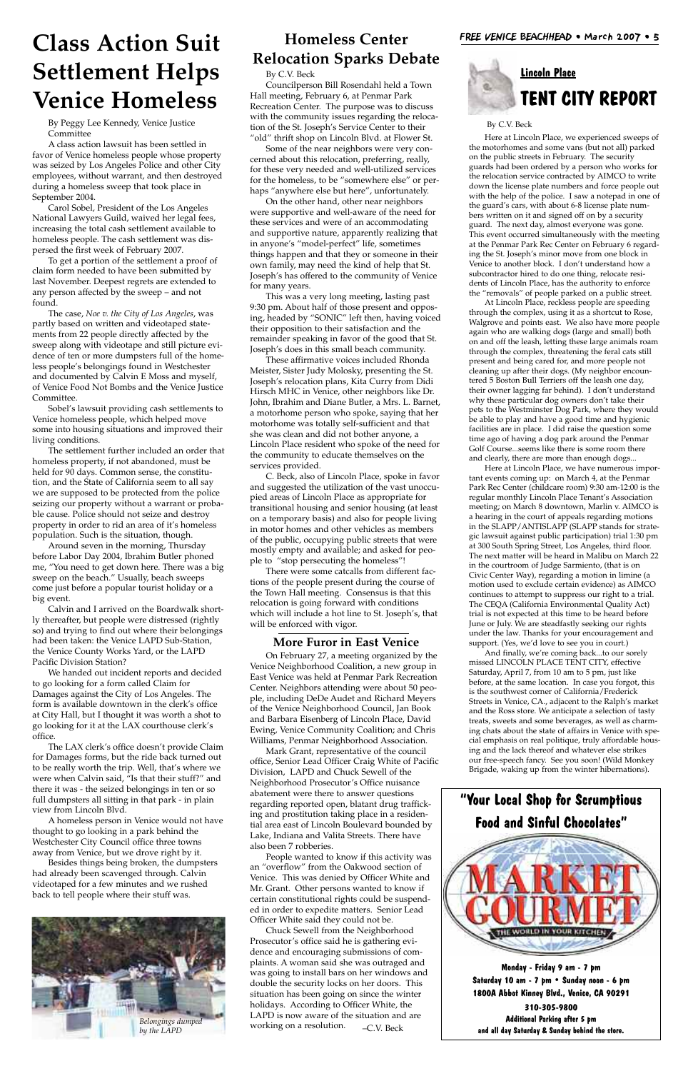# Class Action Suit Settlement Helps Venice Homeless

By Peggy Lee Kennedy, Venice Justice Committee

A class action lawsuit has been settled in favor of Venice homeless people whose property was seized by Los Angeles Police and other City employees, without warrant, and then destroyed during a homeless sweep that took place in September 2004.

Carol Sobel, President of the Los Angeles National Lawyers Guild, waived her legal fees, increasing the total cash settlement available to homeless people. The cash settlement was dispersed the first week of February 2007.

To get a portion of the settlement a proof of claim form needed to have been submitted by last November. Deepest regrets are extended to any person affected by the sweep – and not found.

The case, *Noe v. the City of Los Angeles*, was partly based on written and videotaped statements from 22 people directly affected by the sweep along with videotape and still picture evidence of ten or more dumpsters full of the homeless people's belongings found in Westchester and documented by Calvin E Moss and myself, of Venice Food Not Bombs and the Venice Justice Committee.

Sobel's lawsuit providing cash settlements to Venice homeless people, which helped move some into housing situations and improved their living conditions.

The settlement further included an order that homeless property, if not abandoned, must be held for 90 days. Common sense, the constitution, and the State of California seem to all say we are supposed to be protected from the police seizing our property without a warrant or probable cause. Police should not seize and destroy property in order to rid an area of it's homeless population. Such is the situation, though.

Around seven in the morning, Thursday before Labor Day 2004, Ibrahim Butler phoned me, "You need to get down here. There was a big sweep on the beach." Usually, beach sweeps come just before a popular tourist holiday or a big event.

Calvin and I arrived on the Boardwalk shortly thereafter, but people were distressed (rightly so) and trying to find out where their belongings had been taken: the Venice LAPD Sub-Station, the Venice County Works Yard, or the LAPD Pacific Division Station?

We handed out incident reports and decided to go looking for a form called Claim for Damages against the City of Los Angeles. The form is available downtown in the clerk's office at City Hall, but I thought it was worth a shot to go looking for it at the LAX courthouse clerk's office.

The LAX clerk's office doesn't provide Claim for Damages forms, but the ride back turned out to be really worth the trip. Well, that's where we were when Calvin said, "Is that their stuff?" and there it was - the seized belongings in ten or so full dumpsters all sitting in that park - in plain view from Lincoln Blvd.

A homeless person in Venice would not have thought to go looking in a park behind the Westchester City Council office three towns away from Venice, but we drove right by it.

Besides things being broken, the dumpsters had already been scavenged through. Calvin videotaped for a few minutes and we rushed back to tell people where their stuff was.

*Belongings dumped by the LAPD*

## Homeless Center Relocation Sparks Debate

By C.V. Beck

Councilperson Bill Rosendahl held a Town Hall meeting, February 6, at Penmar Park Recreation Center. The purpose was to discuss with the community issues regarding the relocation of the St. Joseph's Service Center to their "old" thrift shop on Lincoln Blvd. at Flower St.

Some of the near neighbors were very concerned about this relocation, preferring, really, for these very needed and well-utilized services for the homeless, to be "somewhere else" or perhaps "anywhere else but here", unfortunately.

On the other hand, other near neighbors were supportive and well-aware of the need for these services and were of an accommodating and supportive nature, apparently realizing that in anyone's "model-perfect" life, sometimes things happen and that they or someone in their own family, may need the kind of help that St. Joseph's has offered to the community of Venice for many years.

This was a very long meeting, lasting past 9:30 pm. About half of those present and opposing, headed by "SONIC" left then, having voiced their opposition to their satisfaction and the remainder speaking in favor of the good that St. Joseph's does in this small beach community.

These affirmative voices included Rhonda Meister, Sister Judy Molosky, presenting the St. Joseph's relocation plans, Kita Curry from Didi Hirsch MHC in Venice, other neighbors like Dr. John, Ibrahim and Diane Butler, a Mrs. L. Barnet, a motorhome person who spoke, saying that her motorhome was totally self-sufficient and that she was clean and did not bother anyone, a Lincoln Place resident who spoke of the need for the community to educate themselves on the services provided.

C. Beck, also of Lincoln Place, spoke in favor and suggested the utilization of the vast unoccupied areas of Lincoln Place as appropriate for transitional housing and senior housing (at least on a temporary basis) and also for people living in motor homes and other vehicles as members of the public, occupying public streets that were mostly empty and available; and asked for people to "stop persecuting the homeless"!

There were some catcalls from different factions of the people present during the course of the Town Hall meeting. Consensus is that this relocation is going forward with conditions which will include a hot line to St. Joseph's, that will be enforced with vigor.

## More Furor in East Venice

On February 27, a meeting organized by the Venice Neighborhood Coalition, a new group in East Venice was held at Penmar Park Recreation Center. Neighbors attending were about 50 people, including DeDe Audet and Richard Meyers of the Venice Neighborhood Council, Jan Book and Barbara Eisenberg of Lincoln Place, David Ewing, Venice Community Coalition; and Chris Williams, Penmar Neighborhood Association.

Mark Grant, representative of the council office, Senior Lead Officer Craig White of Pacific Division, LAPD and Chuck Sewell of the Neighborhood Prosecutor's Office nuisance abatement were there to answer questions regarding reported open, blatant drug trafficking and prostitution taking place in a residential area east of Lincoln Boulevard bounded by Lake, Indiana and Valita Streets. There have also been 7 robberies.

People wanted to know if this activity was an "overflow" from the Oakwood section of Venice. This was denied by Officer White and Mr. Grant. Other persons wanted to know if certain constitutional rights could be suspended in order to expedite matters. Senior Lead Officer White said they could not be.

Chuck Sewell from the Neighborhood Prosecutor's office said he is gathering evidence and encouraging submissions of complaints. A woman said she was outraged and was going to install bars on her windows and double the security locks on her doors. This situation has been going on since the winter holidays. According to Officer White, the LAPD is now aware of the situation and are working on a resolution. –C.V. Beck

## Lincoln Place TENT CITY REPORT

By C.V. Beck

Here at Lincoln Place, we experienced sweeps of the motorhomes and some vans (but not all) parked on the public streets in February. The security guards had been ordered by a person who works for the relocation service contracted by AIMCO to write down the license plate numbers and force people out with the help of the police. I saw a notepad in one of the guard's cars, with about 6-8 license plate numbers written on it and signed off on by a security guard. The next day, almost everyone was gone. This event occurred simultaneously with the meeting at the Penmar Park Rec Center on February 6 regarding the St. Joseph's minor move from one block in Venice to another block. I don't understand how a subcontractor hired to do one thing, relocate residents of Lincoln Place, has the authority to enforce the "removals" of people parked on a public street.

At Lincoln Place, reckless people are speeding through the complex, using it as a shortcut to Rose, Walgrove and points east. We also have more people again who are walking dogs (large and small) both on and off the leash, letting these large animals roam through the complex, threatening the feral cats still present and being cared for, and more people not cleaning up after their dogs. (My neighbor encountered 5 Boston Bull Terriers off the leash one day, their owner lagging far behind). I don't understand why these particular dog owners don't take their pets to the Westminster Dog Park, where they would be able to play and have a good time and hygienic facilities are in place. I did raise the question some time ago of having a dog park around the Penmar Golf Course...seems like there is some room there and clearly, there are more than enough dogs...

Here at Lincoln Place, we have numerous important events coming up: on March 4, at the Penmar Park Rec Center (childcare room) 9:30 am-12:00 is the regular monthly Lincoln Place Tenant's Association meeting; on March 8 downtown, Marlin v. AIMCO is a hearing in the court of appeals regarding motions in the SLAPP/ANTISLAPP (SLAPP stands for strategic lawsuit against public participation) trial 1:30 pm at 300 South Spring Street, Los Angeles, third floor. The next matter will be heard in Malibu on March 22 in the courtroom of Judge Sarmiento, (that is on Civic Center Way), regarding a motion in limine (a motion used to exclude certain evidence) as AIMCO continues to attempt to suppress our right to a trial. The CEQA (California Environmental Quality Act) trial is not expected at this time to be heard before June or July. We are steadfastly seeking our rights under the law. Thanks for your encouragement and support. (Yes, we'd love to see you in court.)

And finally, we're coming back...to our sorely missed LINCOLN PLACE TENT CITY, effective Saturday, April 7, from 10 am to 5 pm, just like before, at the same location. In case you forgot, this is the southwest corner of California/Frederick Streets in Venice, CA., adjacent to the Ralph's market and the Ross store. We anticipate a selection of tasty treats, sweets and some beverages, as well as charming chats about the state of affairs in Venice with special emphasis on real politique, truly affordable housing and the lack thereof and whatever else strikes our free-speech fancy. See you soon! (Wild Monkey Brigade, waking up from the winter hibernations).

**"Your Local Shop for Scrumptious Food and Sinful Chocolates"**

**MARKET GOURMET**

THE WORLD IN YOUR KITCHEN

**Monday - Friday 9 am - 7 pm**
**Saturday 10 am - 7 pm • Sunday noon - 6 pm**
**1800A Abbot Kinney Blvd., Venice, CA 90291**
**310-305-9800**
**Additional Parking after 5 pm and all day Saturday & Sunday behind the store.**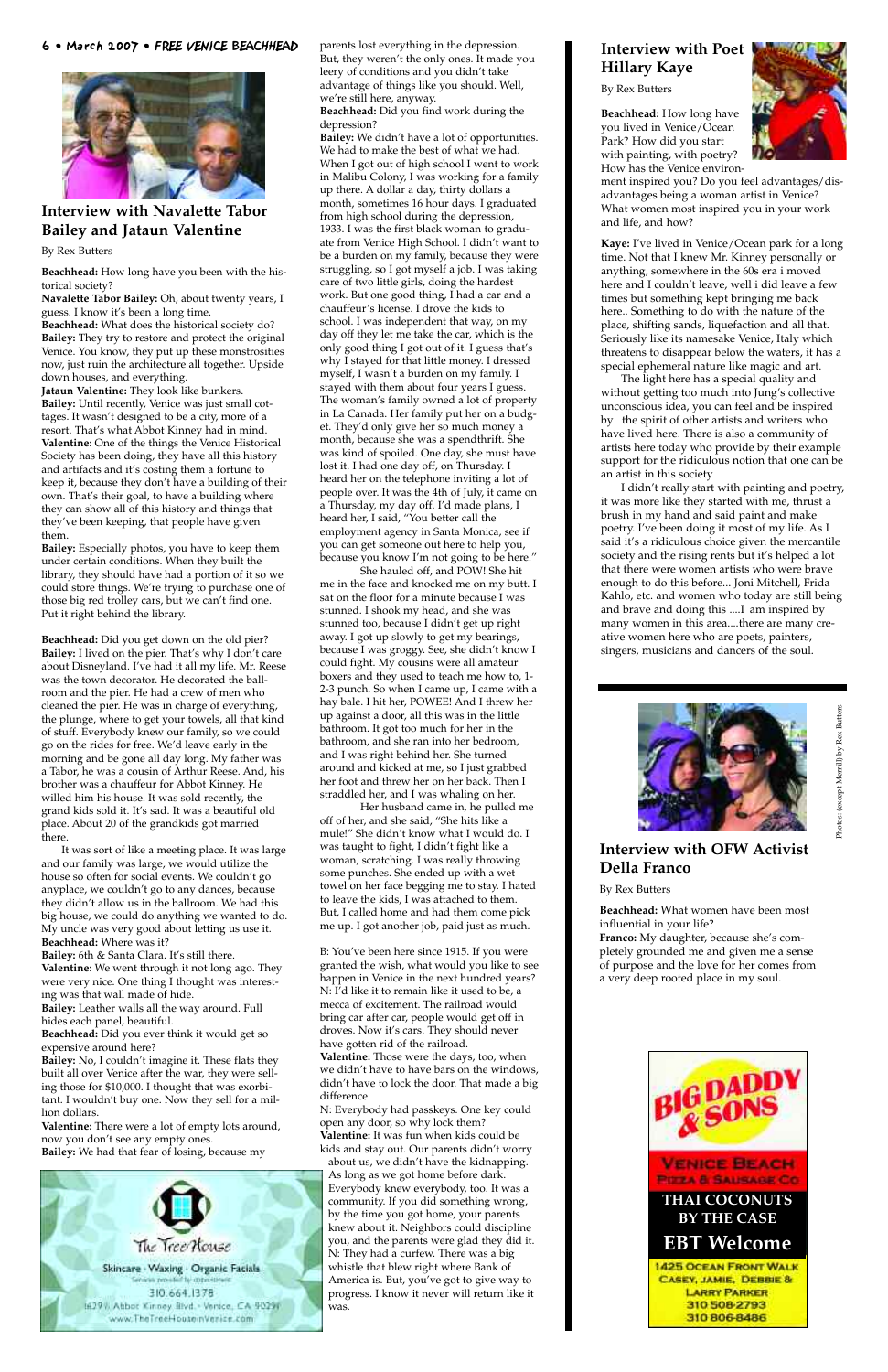## Interview with Navalette Tabor Bailey and Jataun Valentine

By Rex Butters

**Beachhead:** How long have you been with the historical society?

**Navalette Tabor Bailey:** Oh, about twenty years, I guess. I know it's been a long time.

**Beachhead:** What does the historical society do?

**Bailey:** They try to restore and protect the original Venice. You know, they put up these monstrosities now, just ruin the architecture all together. Upside down houses, and everything.

**Jataun Valentine:** They look like bunkers.

**Bailey:** Until recently, Venice was just small cottages. It wasn't designed to be a city, more of a resort. That's what Abbot Kinney had in mind.

**Valentine:** One of the things the Venice Historical Society has been doing, they have all this history and artifacts and it's costing them a fortune to keep it, because they don't have a building of their own. That's their goal, to have a building where they can show all of this history and things that they've been keeping, that people have given them.

**Bailey:** Especially photos, you have to keep them under certain conditions. When they built the library, they should have had a portion of it so we could store things. We're trying to purchase one of those big red trolley cars, but we can't find one. Put it right behind the library.

**Beachhead:** Did you get down on the old pier?

**Bailey:** I lived on the pier. That's why I don't care about Disneyland. I've had it all my life. Mr. Reese was the town decorator. He decorated the ballroom and the pier. He had a crew of men who cleaned the pier. He was in charge of everything, the plunge, where to get your towels, all that kind of stuff. Everybody knew our family, so we could go on the rides for free. We'd leave early in the morning and be gone all day long. My father was a Tabor, he was a cousin of Arthur Reese. And, his brother was a chauffeur for Abbot Kinney. He willed him his house. It was sold recently, the grand kids sold it. It's sad. It was a beautiful old place. About 20 of the grandkids got married there.

It was sort of like a meeting place. It was large and our family was large, we would utilize the house so often for social events. We couldn't go anyplace, we couldn't go to any dances, because they didn't allow us in the ballroom. We had this big house, we could do anything we wanted to do. My uncle was very good about letting us use it.

**Beachhead:** Where was it?

**Bailey:** 6th & Santa Clara. It's still there.

**Valentine:** We went through it not long ago. They were very nice. One thing I thought was interesting was that wall made of hide.

**Bailey:** Leather walls all the way around. Full hides each panel, beautiful.

**Beachhead:** Did you ever think it would get so expensive around here?

**Bailey:** No, I couldn't imagine it. These flats they built all over Venice after the war, they were selling those for $10,000. I thought that was exorbitant. I wouldn't buy one. Now they sell for a million dollars.

**Valentine:** There were a lot of empty lots around, now you don't see any empty ones.

**Bailey:** We had that fear of losing, because my parents lost everything in the depression. But, they weren't the only ones. It made you leery of conditions and you didn't take advantage of things like you should. Well, we're still here, anyway.

**Beachhead:** Did you find work during the depression?

**Bailey:** We didn't have a lot of opportunities. We had to make the best of what we had. When I got out of high school I went to work in Malibu Colony, I was working for a family up there. A dollar a day, thirty dollars a month, sometimes 16 hour days. I graduated from high school during the depression, 1933. I was the first black woman to graduate from Venice High School. I didn't want to be a burden on my family, because they were struggling, so I got myself a job. I was taking care of two little girls, doing the hardest work. But one good thing, I had a car and a chauffeur's license. I drove the kids to school. I was independent that way, on my day off they let me take the car, which is the only good thing I got out of it. I guess that's why I stayed for that little money. I dressed myself, I wasn't a burden on my family. I stayed with them about four years I guess. The woman's family owned a lot of property in La Canada. Her family put her on a budget. They'd only give her so much money a month, because she was a spendthrift. She was kind of spoiled. One day, she must have lost it. I had one day off, on Thursday. I heard her on the telephone inviting a lot of people over. It was the 4th of July, it came on a Thursday, my day off. I'd made plans, I heard her, I said, "You better call the employment agency in Santa Monica, see if you can get someone out here to help you, because you know I'm not going to be here."

She hauled off, and POW! She hit me in the face and knocked me on my butt. I sat on the floor for a minute because I was stunned. I shook my head, and she was stunned too, because I didn't get up right away. I got up slowly to get my bearings, because I was groggy. See, she didn't know I could fight. My cousins were all amateur boxers and they used to teach me how to, 1-2-3 punch. So when I came up, I came with a hay bale. I hit her, POWEE! And I threw her up against a door, all this was in the little bathroom. It got too much for her in the bathroom, and she ran into her bedroom, and I was right behind her. She turned around and kicked at me, so I just grabbed her foot and threw her on her back. Then I straddled her, and I was whaling on her.

Her husband came in, he pulled me off of her, and she said, "She hits like a mule!" She didn't know what I would do. I was taught to fight, I didn't fight like a woman, scratching. I was really throwing some punches. She ended up with a wet towel on her face begging me to stay. I hated to leave the kids, I was attached to them. But, I called home and had them come pick me up. I got another job, paid just as much.

B: You've been here since 1915. If you were granted the wish, what would you like to see happen in Venice in the next hundred years?

N: I'd like it to remain like it used to be, a mecca of excitement. The railroad would bring car after car, people would get off in droves. Now it's cars. They should never have gotten rid of the railroad.

**Valentine:** Those were the days, too, when we didn't have to have bars on the windows, didn't have to lock the door. That made a big difference.

N: Everybody had passkeys. One key could open any door, so why lock them?

**Valentine:** It was fun when kids could be kids and stay out. Our parents didn't worry about us, we didn't have the kidnapping. As long as we got home before dark. Everybody knew everybody, too. It was a community. If you did something wrong, by the time you got home, your parents knew about it. Neighbors could discipline you, and the parents were glad they did it.

N: They had a curfew. There was a big whistle that blew right where Bank of America is. But, you've got to give way to progress. I know it never will return like it was.

The Tree House
Skincare · Waxing · Organic Facials
310.664.1378
1629½ Abbot Kinney Blvd. · Venice, CA 90291
www.TheTreeHouseinVenice.com

## Interview with Poet Hillary Kaye

By Rex Butters

**Beachhead:** How long have you lived in Venice/Ocean Park? How did you start with painting, with poetry? How has the Venice environment inspired you? Do you feel advantages/disadvantages being a woman artist in Venice? What women most inspired you in your work and life, and how?

**Kaye:** I've lived in Venice/Ocean park for a long time. Not that I knew Mr. Kinney personally or anything, somewhere in the 60s era i moved here and I couldn't leave, well i did leave a few times but something kept bringing me back here.. Something to do with the nature of the place, shifting sands, liquefaction and all that. Seriously like its namesake Venice, Italy which threatens to disappear below the waters, it has a special ephemeral nature like magic and art.

The light here has a special quality and without getting too much into Jung's collective unconscious idea, you can feel and be inspired by the spirit of other artists and writers who have lived here. There is also a community of artists here today who provide by their example support for the ridiculous notion that one can be an artist in this society

I didn't really start with painting and poetry, it was more like they started with me, thrust a brush in my hand and said paint and make poetry. I've been doing it most of my life. As I said it's a ridiculous choice given the mercantile society and the rising rents but it's helped a lot that there were women artists who were brave enough to do this before... Joni Mitchell, Frida Kahlo, etc. and women who today are still being and brave and doing this ....I am inspired by many women in this area....there are many creative women here who are poets, painters, singers, musicians and dancers of the soul.

Photos: (except Merrill) by Rex Butters

## Interview with OFW Activist Della Franco

By Rex Butters

**Beachhead:** What women have been most influential in your life?

**Franco:** My daughter, because she's completely grounded me and given me a sense of purpose and the love for her comes from a very deep rooted place in my soul.

BIG DADDY & SONS
VENICE BEACH PIZZA & SAUSAGE CO
THAI COCONUTS BY THE CASE
EBT Welcome
1425 OCEAN FRONT WALK
CASEY, JAMIE, DEBBIE & LARRY PARKER
310 508-2793
310 806-8486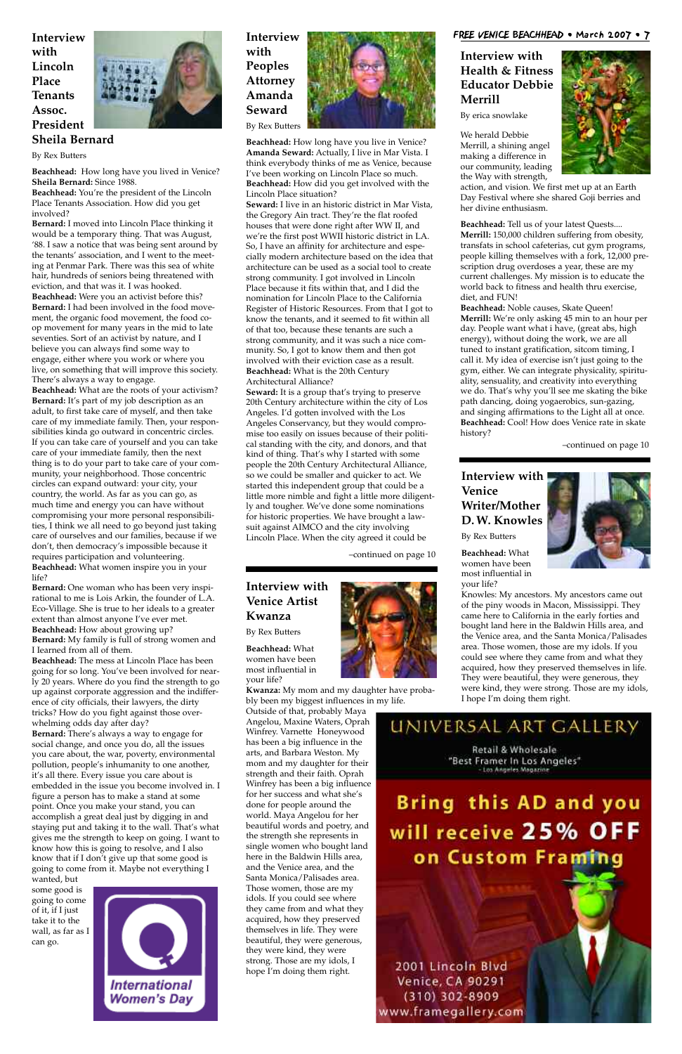## Interview with Lincoln Place Tenants Assoc. President Sheila Bernard

By Rex Butters

**Beachhead:** How long have you lived in Venice?
**Sheila Bernard:** Since 1988.
**Beachhead:** You're the president of the Lincoln Place Tenants Association. How did you get involved?
**Bernard:** I moved into Lincoln Place thinking it would be a temporary thing. That was August, '88. I saw a notice that was being sent around by the tenants' association, and I went to the meeting at Penmar Park. There was this sea of white hair, hundreds of seniors being threatened with eviction, and that was it. I was hooked.
**Beachhead:** Were you an activist before this?
**Bernard:** I had been involved in the food movement, the organic food movement, the food co-op movement for many years in the mid to late seventies. Sort of an activist by nature, and I believe you can always find some way to engage, either where you work or where you live, on something that will improve this society. There's always a way to engage.
**Beachhead:** What are the roots of your activism?
**Bernard:** It's part of my job description as an adult, to first take care of myself, and then take care of my immediate family. Then, your responsibilities kinda go outward in concentric circles. If you can take care of yourself and you can take care of your immediate family, then the next thing is to do your part to take care of your community, your neighborhood. Those concentric circles can expand outward: your city, your country, the world. As far as you can go, as much time and energy you can have without compromising your more personal responsibilities, I think we all need to go beyond just taking care of ourselves and our families, because if we don't, then democracy's impossible because it requires participation and volunteering.
**Beachhead:** What women inspire you in your life?
**Bernard:** One woman who has been very inspirational to me is Lois Arkin, the founder of L.A. Eco-Village. She is true to her ideals to a greater extent than almost anyone I've ever met.
**Beachhead:** How about growing up?
**Bernard:** My family is full of strong women and I learned from all of them.
**Beachhead:** The mess at Lincoln Place has been going for so long. You've been involved for nearly 20 years. Where do you find the strength to go up against corporate aggression and the indifference of city officials, their lawyers, the dirty tricks? How do you fight against those overwhelming odds day after day?
**Bernard:** There's always a way to engage for social change, and once you do, all the issues you care about, the war, poverty, environmental pollution, people's inhumanity to one another, it's all there. Every issue you care about is embedded in the issue you become involved in. I figure a person has to make a stand at some point. Once you make your stand, you can accomplish a great deal just by digging in and staying put and taking it to the wall. That's what gives me the strength to keep on going. I want to know how this is going to resolve, and I also know that if I don't give up that some good is going to come from it. Maybe not everything I wanted, but some good is going to come of it, if I just take it to the wall, as far as I can go.

International Women's Day

## Interview with Peoples Attorney Amanda Seward

By Rex Butters

**Beachhead:** How long have you live in Venice?
**Amanda Seward:** Actually, I live in Mar Vista. I think everybody thinks of me as Venice, because I've been working on Lincoln Place so much.
**Beachhead:** How did you get involved with the Lincoln Place situation?
**Seward:** I live in an historic district in Mar Vista, the Gregory Ain tract. They're the flat roofed houses that were done right after WW II, and we're the first post WWII historic district in LA. So, I have an affinity for architecture and especially modern architecture based on the idea that architecture can be used as a social tool to create strong community. I got involved in Lincoln Place because it fits within that, and I did the nomination for Lincoln Place to the California Register of Historic Resources. From that I got to know the tenants, and it seemed to fit within all of that too, because these tenants are such a strong community, and it was such a nice community. So, I got to know them and then got involved with their eviction case as a result.
**Beachhead:** What is the 20th Century Architectural Alliance?
**Seward:** It is a group that's trying to preserve 20th Century architecture within the city of Los Angeles. I'd gotten involved with the Los Angeles Conservancy, but they would compromise too easily on issues because of their political standing with the city, and donors, and that kind of thing. That's why I started with some people the 20th Century Architectural Alliance, so we could be smaller and quicker to act. We started this independent group that could be a little more nimble and fight a little more diligently and tougher. We've done some nominations for historic properties. We have brought a lawsuit against AIMCO and the city involving Lincoln Place. When the city agreed it could be

–continued on page 10

## Interview with Venice Artist Kwanza

By Rex Butters

**Beachhead:** What women have been most influential in your life?
**Kwanza:** My mom and my daughter have probably been my biggest influences in my life. Outside of that, probably Maya Angelou, Maxine Waters, Oprah Winfrey. Varnette Honeywood has been a big influence in the arts, and Barbara Weston. My mom and my daughter for their strength and their faith. Oprah Winfrey has been a big influence for her success and what she's done for people around the world. Maya Angelou for her beautiful words and poetry, and the strength she represents in single women who bought land here in the Baldwin Hills area, and the Venice area, and the Santa Monica/Palisades area. Those women, those are my idols. If you could see where they came from and what they acquired, how they preserved themselves in life. They were beautiful, they were generous, they were kind, they were strong. Those are my idols, I hope I'm doing them right.

## Interview with Health & Fitness Educator Debbie Merrill

By erica snowlake

We herald Debbie Merrill, a shining angel making a difference in our community, leading the Way with strength, action, and vision. We first met up at an Earth Day Festival where she shared Goji berries and her divine enthusiasm.

**Beachhead:** Tell us of your latest Quests....
**Merrill:** 150,000 children suffering from obesity, transfats in school cafeterias, cut gym programs, people killing themselves with a fork, 12,000 prescription drug overdoses a year, these are my current challenges. My mission is to educate the world back to fitness and health thru exercise, diet, and FUN!
**Beachhead:** Noble causes, Skate Queen!
**Merrill:** We're only asking 45 min to an hour per day. People want what i have, (great abs, high energy), without doing the work, we are all tuned to instant gratification, sitcom timing, I call it. My idea of exercise isn't just going to the gym, either. We can integrate physicality, spirituality, sensuality, and creativity into everything we do. That's why you'll see me skating the bike path dancing, doing yogaerobics, sun-gazing, and singing affirmations to the Light all at once.
**Beachhead:** Cool! How does Venice rate in skate history?

–continued on page 10

## Interview with Venice Writer/Mother D. W. Knowles

By Rex Butters

**Beachhead:** What women have been most influential in your life?
Knowles: My ancestors. My ancestors came out of the piny woods in Macon, Mississippi. They came here to California in the early forties and bought land here in the Baldwin Hills area, and the Venice area, and the Santa Monica/Palisades area. Those women, those are my idols. If you could see where they came from and what they acquired, how they preserved themselves in life. They were beautiful, they were generous, they were kind, they were strong. Those are my idols, I hope I'm doing them right.

UNIVERSAL ART GALLERY
Retail & Wholesale
"Best Framer In Los Angeles"
- Los Angeles Magazine

Bring this AD and you will receive 25% OFF on Custom Framing

2001 Lincoln Blvd
Venice, CA 90291
(310) 302-8909
www.framegallery.com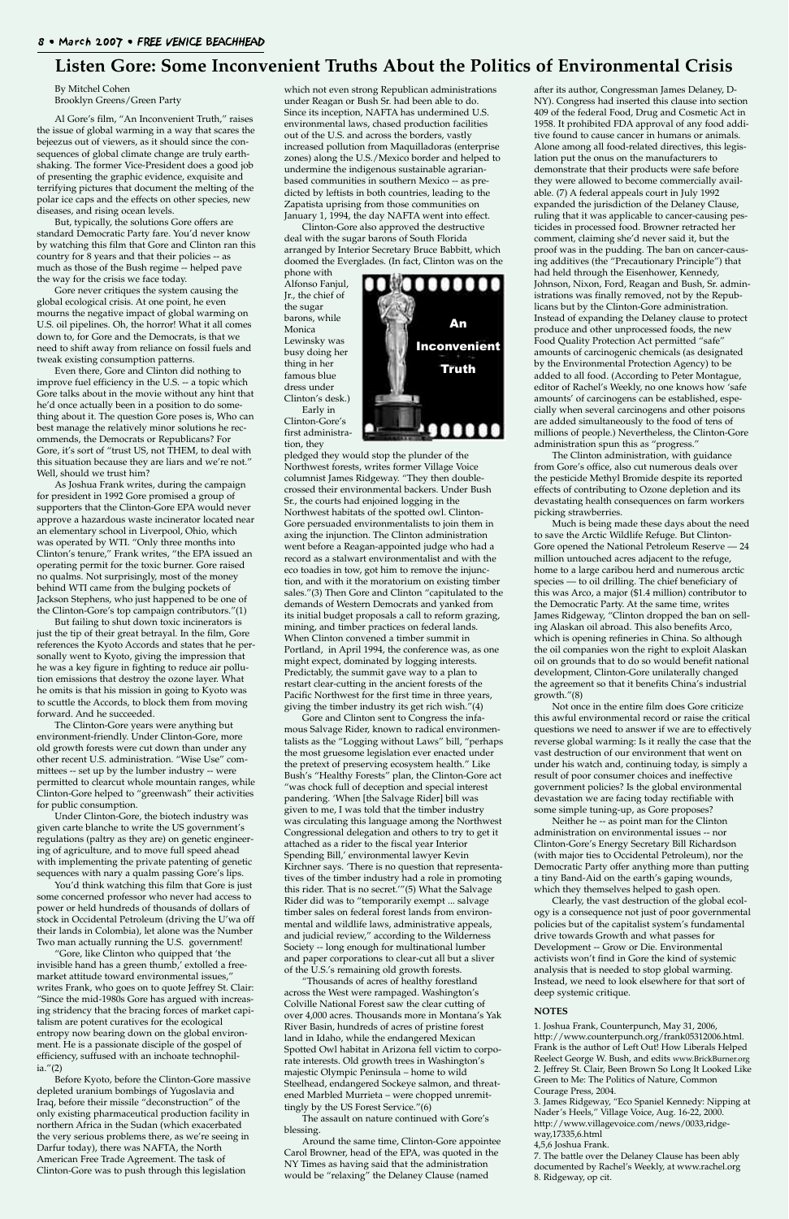# Listen Gore: Some Inconvenient Truths About the Politics of Environmental Crisis

By Mitchel Cohen
Brooklyn Greens/Green Party

Al Gore's film, "An Inconvenient Truth," raises the issue of global warming in a way that scares the bejeezus out of viewers, as it should since the consequences of global climate change are truly earth-shaking. The former Vice-President does a good job of presenting the graphic evidence, exquisite and terrifying pictures that document the melting of the polar ice caps and the effects on other species, new diseases, and rising ocean levels.

But, typically, the solutions Gore offers are standard Democratic Party fare. You'd never know by watching this film that Gore and Clinton ran this country for 8 years and that their policies -- as much as those of the Bush regime -- helped pave the way for the crisis we face today.

Gore never critiques the system causing the global ecological crisis. At one point, he even mourns the negative impact of global warming on U.S. oil pipelines. Oh, the horror! What it all comes down to, for Gore and the Democrats, is that we need to shift away from reliance on fossil fuels and tweak existing consumption patterns.

Even there, Gore and Clinton did nothing to improve fuel efficiency in the U.S. -- a topic which Gore talks about in the movie without any hint that he'd once actually been in a position to do something about it. The question Gore poses is, Who can best manage the relatively minor solutions he recommends, the Democrats or Republicans? For Gore, it's sort of "trust US, not THEM, to deal with this situation because they are liars and we're not." Well, should we trust him?

As Joshua Frank writes, during the campaign for president in 1992 Gore promised a group of supporters that the Clinton-Gore EPA would never approve a hazardous waste incinerator located near an elementary school in Liverpool, Ohio, which was operated by WTI. "Only three months into Clinton's tenure," Frank writes, "the EPA issued an operating permit for the toxic burner. Gore raised no qualms. Not surprisingly, most of the money behind WTI came from the bulging pockets of Jackson Stephens, who just happened to be one of the Clinton-Gore's top campaign contributors."(1)

But failing to shut down toxic incinerators is just the tip of their great betrayal. In the film, Gore references the Kyoto Accords and states that he personally went to Kyoto, giving the impression that he was a key figure in fighting to reduce air pollution emissions that destroy the ozone layer. What he omits is that his mission in going to Kyoto was to scuttle the Accords, to block them from moving forward. And he succeeded.

The Clinton-Gore years were anything but environment-friendly. Under Clinton-Gore, more old growth forests were cut down than under any other recent U.S. administration. "Wise Use" committees -- set up by the lumber industry -- were permitted to clearcut whole mountain ranges, while Clinton-Gore helped to "greenwash" their activities for public consumption.

Under Clinton-Gore, the biotech industry was given carte blanche to write the US government's regulations (paltry as they are) on genetic engineering of agriculture, and to move full speed ahead with implementing the private patenting of genetic sequences with nary a qualm passing Gore's lips.

You'd think watching this film that Gore is just some concerned professor who never had access to power or held hundreds of thousands of dollars of stock in Occidental Petroleum (driving the U'wa off their lands in Colombia), let alone was the Number Two man actually running the U.S. government!

"Gore, like Clinton who quipped that 'the invisible hand has a green thumb,' extolled a free-market attitude toward environmental issues," writes Frank, who goes on to quote Jeffrey St. Clair: "Since the mid-1980s Gore has argued with increasing stridency that the bracing forces of market capitalism are potent curatives for the ecological entropy now bearing down on the global environment. He is a passionate disciple of the gospel of efficiency, suffused with an inchoate technophilia."(2)

Before Kyoto, before the Clinton-Gore massive depleted uranium bombings of Yugoslavia and Iraq, before their missile "deconstruction" of the only existing pharmaceutical production facility in northern Africa in the Sudan (which exacerbated the very serious problems there, as we're seeing in Darfur today), there was NAFTA, the North American Free Trade Agreement. The task of Clinton-Gore was to push through this legislation which not even strong Republican administrations under Reagan or Bush Sr. had been able to do. Since its inception, NAFTA has undermined U.S. environmental laws, chased production facilities out of the U.S. and across the borders, vastly increased pollution from Maquilladoras (enterprise zones) along the U.S./Mexico border and helped to undermine the indigenous sustainable agrarian-based communities in southern Mexico -- as predicted by leftists in both countries, leading to the Zapatista uprising from those communities on January 1, 1994, the day NAFTA went into effect.

Clinton-Gore also approved the destructive deal with the sugar barons of South Florida arranged by Interior Secretary Bruce Babbitt, which doomed the Everglades. (In fact, Clinton was on the phone with Alfonso Fanjul, Jr., the chief of the sugar barons, while Monica Lewinsky was busy doing her thing in her famous blue dress under Clinton's desk.)

An Inconvenient Truth

Early in Clinton-Gore's first administration, they pledged they would stop the plunder of the Northwest forests, writes former Village Voice columnist James Ridgeway. "They then double-crossed their environmental backers. Under Bush Sr., the courts had enjoined logging in the Northwest habitats of the spotted owl. Clinton-Gore persuaded environmentalists to join them in axing the injunction. The Clinton administration went before a Reagan-appointed judge who had a record as a stalwart environmentalist and with the eco toadies in tow, got him to remove the injunction, and with it the moratorium on existing timber sales."(3) Then Gore and Clinton "capitulated to the demands of Western Democrats and yanked from its initial budget proposals a call to reform grazing, mining, and timber practices on federal lands. When Clinton convened a timber summit in Portland, in April 1994, the conference was, as one might expect, dominated by logging interests. Predictably, the summit gave way to a plan to restart clear-cutting in the ancient forests of the Pacific Northwest for the first time in three years, giving the timber industry its get rich wish."(4)

Gore and Clinton sent to Congress the infamous Salvage Rider, known to radical environmentalists as the "Logging without Laws" bill, "perhaps the most gruesome legislation ever enacted under the pretext of preserving ecosystem health." Like Bush's "Healthy Forests" plan, the Clinton-Gore act "was chock full of deception and special interest pandering. 'When [the Salvage Rider] bill was given to me, I was told that the timber industry was circulating this language among the Northwest Congressional delegation and others to try to get it attached as a rider to the fiscal year Interior Spending Bill,' environmental lawyer Kevin Kirchner says. 'There is no question that representatives of the timber industry had a role in promoting this rider. That is no secret.'"(5) What the Salvage Rider did was to "temporarily exempt ... salvage timber sales on federal forest lands from environmental and wildlife laws, administrative appeals, and judicial review," according to the Wilderness Society -- long enough for multinational lumber and paper corporations to clear-cut all but a sliver of the U.S.'s remaining old growth forests.

"Thousands of acres of healthy forestland across the West were rampaged. Washington's Colville National Forest saw the clear cutting of over 4,000 acres. Thousands more in Montana's Yak River Basin, hundreds of acres of pristine forest land in Idaho, while the endangered Mexican Spotted Owl habitat in Arizona fell victim to corporate interests. Old growth trees in Washington's majestic Olympic Peninsula – home to wild Steelhead, endangered Sockeye salmon, and threatened Marbled Murrieta – were chopped unremittingly by the US Forest Service."(6)

The assault on nature continued with Gore's blessing.

Around the same time, Clinton-Gore appointee Carol Browner, head of the EPA, was quoted in the NY Times as having said that the administration would be "relaxing" the Delaney Clause (named after its author, Congressman James Delaney, D-NY). Congress had inserted this clause into section 409 of the federal Food, Drug and Cosmetic Act in 1958. It prohibited FDA approval of any food additive found to cause cancer in humans or animals. Alone among all food-related directives, this legislation put the onus on the manufacturers to demonstrate that their products were safe before they were allowed to become commercially available. (7) A federal appeals court in July 1992 expanded the jurisdiction of the Delaney Clause, ruling that it was applicable to cancer-causing pesticides in processed food. Browner retracted her comment, claiming she'd never said it, but the proof was in the pudding. The ban on cancer-causing additives (the "Precautionary Principle") that had held through the Eisenhower, Kennedy, Johnson, Nixon, Ford, Reagan and Bush, Sr. administrations was finally removed, not by the Republicans but by the Clinton-Gore administration. Instead of expanding the Delaney clause to protect produce and other unprocessed foods, the new Food Quality Protection Act permitted "safe" amounts of carcinogenic chemicals (as designated by the Environmental Protection Agency) to be added to all food. (According to Peter Montague, editor of Rachel's Weekly, no one knows how 'safe amounts' of carcinogens can be established, especially when several carcinogens and other poisons are added simultaneously to the food of tens of millions of people.) Nevertheless, the Clinton-Gore administration spun this as "progress."

The Clinton administration, with guidance from Gore's office, also cut numerous deals over the pesticide Methyl Bromide despite its reported effects of contributing to Ozone depletion and its devastating health consequences on farm workers picking strawberries.

Much is being made these days about the need to save the Arctic Wildlife Refuge. But Clinton-Gore opened the National Petroleum Reserve — 24 million untouched acres adjacent to the refuge, home to a large caribou herd and numerous arctic species — to oil drilling. The chief beneficiary of this was Arco, a major ($1.4 million) contributor to the Democratic Party. At the same time, writes James Ridgeway, "Clinton dropped the ban on selling Alaskan oil abroad. This also benefits Arco, which is opening refineries in China. So although the oil companies won the right to exploit Alaskan oil on grounds that to do so would benefit national development, Clinton-Gore unilaterally changed the agreement so that it benefits China's industrial growth."(8)

Not once in the entire film does Gore criticize this awful environmental record or raise the critical questions we need to answer if we are to effectively reverse global warming: Is it really the case that the vast destruction of our environment that went on under his watch and, continuing today, is simply a result of poor consumer choices and ineffective government policies? Is the global environmental devastation we are facing today rectifiable with some simple tuning-up, as Gore proposes?

Neither he -- as point man for the Clinton administration on environmental issues -- nor Clinton-Gore's Energy Secretary Bill Richardson (with major ties to Occidental Petroleum), nor the Democratic Party offer anything more than putting a tiny Band-Aid on the earth's gaping wounds, which they themselves helped to gash open.

Clearly, the vast destruction of the global ecology is a consequence not just of poor governmental policies but of the capitalist system's fundamental drive towards Growth and what passes for Development -- Grow or Die. Environmental activists won't find in Gore the kind of systemic analysis that is needed to stop global warming. Instead, we need to look elsewhere for that sort of deep systemic critique.

## NOTES

1. Joshua Frank, Counterpunch, May 31, 2006, http://www.counterpunch.org/frank05312006.html. Frank is the author of Left Out! How Liberals Helped Reelect George W. Bush, and edits www.BrickBurner.org
2. Jeffrey St. Clair, Been Brown So Long It Looked Like Green to Me: The Politics of Nature, Common Courage Press, 2004.
3. James Ridgeway, "Eco Spaniel Kennedy: Nipping at Nader's Heels," Village Voice, Aug. 16-22, 2000. http://www.villagevoice.com/news/0033,ridgeway,17335,6.html
4,5,6 Joshua Frank.
7. The battle over the Delaney Clause has been ably documented by Rachel's Weekly, at www.rachel.org
8. Ridgeway, op cit.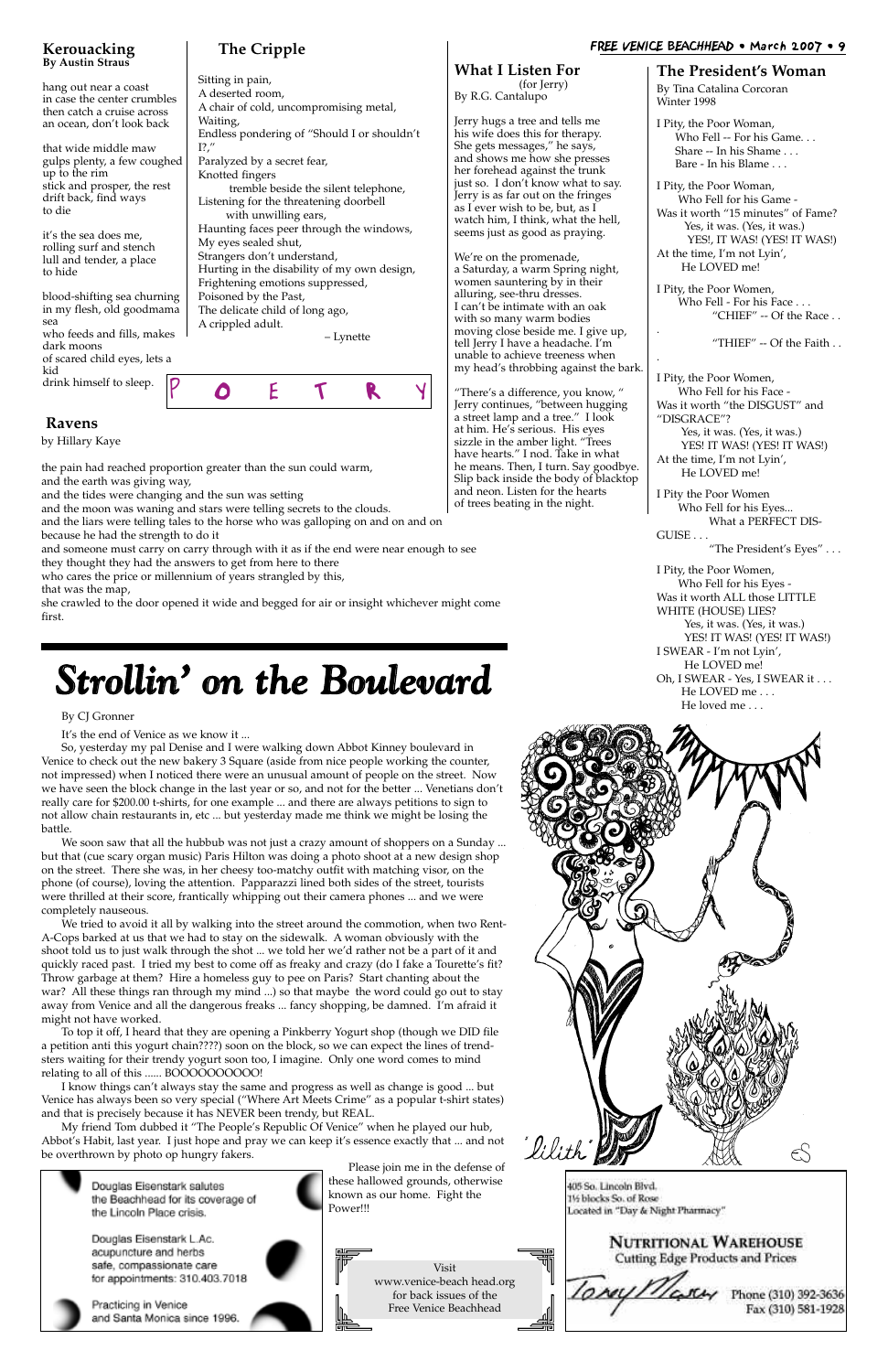## Kerouacking
**By Austin Straus**

hang out near a coast
in case the center crumbles
then catch a cruise across
an ocean, don't look back

that wide middle maw
gulps plenty, a few coughed
up to the rim
stick and prosper, the rest
drift back, find ways
to die

it's the sea does me,
rolling surf and stench
lull and tender, a place
to hide

blood-shifting sea churning
in my flesh, old goodmama
sea
who feeds and fills, makes
dark moons
of scared child eyes, lets a
kid
drink himself to sleep.

## The Cripple

Sitting in pain,
A deserted room,
A chair of cold, uncompromising metal,
Waiting,
Endless pondering of "Should I or shouldn't I?,"
Paralyzed by a secret fear,
Knotted fingers
tremble beside the silent telephone,
Listening for the threatening doorbell
with unwilling ears,
Haunting faces peer through the windows,
My eyes sealed shut,
Strangers don't understand,
Hurting in the disability of my own design,
Frightening emotions suppressed,
Poisoned by the Past,
The delicate child of long ago,
A crippled adult.

– Lynette

P O E T R Y

## Ravens
by Hillary Kaye

the pain had reached proportion greater than the sun could warm,
and the earth was giving way,
and the tides were changing and the sun was setting
and the moon was waning and stars were telling secrets to the clouds.
and the liars were telling tales to the horse who was galloping on and on and on because he had the strength to do it
and someone must carry on carry through with it as if the end were near enough to see
they thought they had the answers to get from here to there
who cares the price or millennium of years strangled by this,
that was the map,
she crawled to the door opened it wide and begged for air or insight whichever might come first.

## What I Listen For
(for Jerry)
By R.G. Cantalupo

Jerry hugs a tree and tells me
his wife does this for therapy.
She gets messages," he says,
and shows me how she presses
her forehead against the trunk
just so. I don't know what to say.
Jerry is as far out on the fringes
as I ever wish to be, but, as I
watch him, I think, what the hell,
seems just as good as praying.

We're on the promenade,
a Saturday, a warm Spring night,
women sauntering by in their
alluring, see-thru dresses.
I can't be intimate with an oak
with so many warm bodies
moving close beside me. I give up,
tell Jerry I have a headache. I'm
unable to achieve treeness when
my head's throbbing against the bark.

"There's a difference, you know, "
Jerry continues, "between hugging
a street lamp and a tree." I look
at him. He's serious. His eyes
sizzle in the amber light. "Trees
have hearts." I nod. Take in what
he means. Then, I turn. Say goodbye.
Slip back inside the body of blacktop
and neon. Listen for the hearts
of trees beating in the night.

## The President's Woman
By Tina Catalina Corcoran
Winter 1998

I Pity, the Poor Woman,
Who Fell -- For his Game. . .
Share -- In his Shame . . .
Bare - In his Blame . . .

I Pity, the Poor Woman,
Who Fell for his Game -
Was it worth "15 minutes" of Fame?
Yes, it was. (Yes, it was.)
YES!, IT WAS! (YES! IT WAS!)
At the time, I'm not Lyin',
He LOVED me!

I Pity, the Poor Woman,
Who Fell - For his Face . . .
"CHIEF" -- Of the Race . . .
"THIEF" -- Of the Faith . . .

I Pity, the Poor Women,
Who Fell for his Face -
Was it worth "the DISGUST" and "DISGRACE"?
Yes, it was. (Yes, it was.)
YES! IT WAS! (YES! IT WAS!)
At the time, I'm not Lyin',
He LOVED me!

I Pity the Poor Women
Who Fell for his Eyes...
What a PERFECT DIS-GUISE . . .
"The President's Eyes" . . .

I Pity, the Poor Women,
Who Fell for his Eyes -
Was it worth ALL those LITTLE WHITE (HOUSE) LIES?
Yes, it was. (Yes, it was.)
YES! IT WAS! (YES! IT WAS!)
I SWEAR - I'm not Lyin',
He LOVED me!
Oh, I SWEAR - Yes, I SWEAR it . . .
He LOVED me . . .
He loved me . . .

'lilith'

# Strollin' on the Boulevard

By CJ Gronner

It's the end of Venice as we know it ...

So, yesterday my pal Denise and I were walking down Abbot Kinney boulevard in Venice to check out the new bakery 3 Square (aside from nice people working the counter, not impressed) when I noticed there were an unusual amount of people on the street. Now we have seen the block change in the last year or so, and not for the better ... Venetians don't really care for $200.00 t-shirts, for one example ... and there are always petitions to sign to not allow chain restaurants in, etc ... but yesterday made me think we might be losing the battle.

We soon saw that all the hubbub was not just a crazy amount of shoppers on a Sunday ... but that (cue scary organ music) Paris Hilton was doing a photo shoot at a new design shop on the street. There she was, in her cheesy too-matchy outfit with matching visor, on the phone (of course), loving the attention. Papparazzi lined both sides of the street, tourists were thrilled at their score, frantically whipping out their camera phones ... and we were completely nauseous.

We tried to avoid it all by walking into the street around the commotion, when two Rent-A-Cops barked at us that we had to stay on the sidewalk. A woman obviously with the shoot told us to just walk through the shot ... we told her we'd rather not be a part of it and quickly raced past. I tried my best to come off as freaky and crazy (do I fake a Tourette's fit? Throw garbage at them? Hire a homeless guy to pee on Paris? Start chanting about the war? All these things ran through my mind ...) so that maybe the word could go out to stay away from Venice and all the dangerous freaks ... fancy shopping, be damned. I'm afraid it might not have worked.

To top it off, I heard that they are opening a Pinkberry Yogurt shop (though we DID file a petition anti this yogurt chain????) soon on the block, so we can expect the lines of trend-sters waiting for their trendy yogurt soon too, I imagine. Only one word comes to mind relating to all of this ...... BOOOOOOOOOO!

I know things can't always stay the same and progress as well as change is good ... but Venice has always been so very special ("Where Art Meets Crime" as a popular t-shirt states) and that is precisely because it has NEVER been trendy, but REAL.

My friend Tom dubbed it "The People's Republic Of Venice" when he played our hub, Abbot's Habit, last year. I just hope and pray we can keep it's essence exactly that ... and not be overthrown by photo op hungry fakers.

Please join me in the defense of these hallowed grounds, otherwise known as our home. Fight the Power!!!

Douglas Eisenstark salutes the Beachhead for its coverage of the Lincoln Place crisis.

Douglas Eisenstark L.Ac.
acupuncture and herbs
safe, compassionate care
for appointments: 310.403.7018

Practicing in Venice and Santa Monica since 1996.

Visit www.venice-beach head.org for back issues of the Free Venice Beachhead

405 So. Lincoln Blvd.
1½ blocks So. of Rose
Located in "Day & Night Pharmacy"

NUTRITIONAL WAREHOUSE
Cutting Edge Products and Prices

Phone (310) 392-3636
Fax (310) 581-1928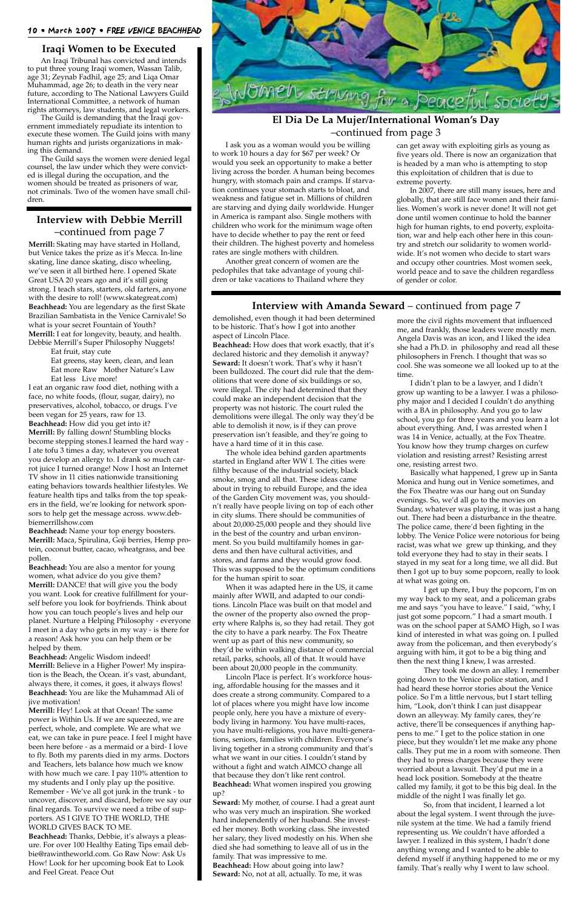## Iraqi Women to be Executed

An Iraqi Tribunal has convicted and intends to put three young Iraqi women, Wassan Talib, age 31; Zeynab Fadhil, age 25; and Liqa Omar Muhammad, age 26; to death in the very near future, according to The National Lawyers Guild International Committee, a network of human rights attorneys, law students, and legal workers.

The Guild is demanding that the Iraqi government immediately repudiate its intention to execute these women. The Guild joins with many human rights and jurists organizations in making this demand.

The Guild says the women were denied legal counsel, the law under which they were convicted is illegal during the occupation, and the women should be treated as prisoners of war, not criminals. Two of the women have small children.

## Interview with Debbie Merrill
–continued from page 7

**Merrill:** Skating may have started in Holland, but Venice takes the prize as it's Mecca. In-line skating, line dance skating, disco wheeling, we've seen it all birthed here. I opened Skate Great USA 20 years ago and it's still going strong. I teach stars, starters, old farters, anyone with the desire to roll! (www.skategreat.com)

**Beachhead:** You are legendary as the first Skate Brazilian Sambatista in the Venice Carnivale! So what is your secret Fountain of Youth?

**Merrill:** I eat for longevity, beauty, and health. Debbie Merrill's Super Philosophy Nuggets!

Eat fruit, stay cute
Eat greens, stay keen, clean, and lean
Eat more Raw Mother Nature's Law
Eat less Live more!

I eat an organic raw food diet, nothing with a face, no white foods, (flour, sugar, dairy), no preservatives, alcohol, tobacco, or drugs. I've been vegan for 25 years, raw for 13.

**Beachhead:** How did you get into it?

**Merrill:** By falling down! Stumbling blocks become stepping stones.I learned the hard way - I ate tofu 3 times a day, whatever you overeat you develop an allergy to. I drank so much carrot juice I turned orange! Now I host an Internet TV show in 11 cities nationwide transitioning eating behaviors towards healthier lifestyles. We feature health tips and talks from the top speakers in the field, we're looking for network sponsors to help get the message across. www.debbiemerrillshow.com

**Beachhead:** Name your top energy boosters.

**Merrill:** Maca, Spirulina, Goji berries, Hemp protein, coconut butter, cacao, wheatgrass, and bee pollen.

**Beachhead:** You are also a mentor for young women, what advice do you give them?

**Merrill:** DANCE! that will give you the body you want. Look for creative fulfillment for yourself before you look for boyfriends. Think about how you can touch people's lives and help our planet. Nurture a Helping Philosophy - everyone I meet in a day who gets in my way - is there for a reason! Ask how you can help them or be helped by them.

**Beachhead:** Angelic Wisdom indeed!

**Merrill:** Believe in a Higher Power! My inspiration is the Beach, the Ocean. it's vast, abundant, always there, it comes, it goes, it always flows!

**Beachhead:** You are like the Muhammad Ali of jive motivation!

**Merrill:** Hey! Look at that Ocean! The same power is Within Us. If we are squeezed, we are perfect, whole, and complete. We are what we eat, we can take in pure peace. I feel I might have been here before - as a mermaid or a bird- I love to fly. Both my parents died in my arms. Doctors and Teachers, lets balance how much we know with how much we care. I pay 110% attention to my students and I only play up the positive. Remember - We've all got junk in the trunk - to uncover, discover, and discard, before we say our final regards. To survive we need a tribe of supporters. AS I GIVE TO THE WORLD, THE WORLD GIVES BACK TO ME.

**Beachhead:** Thanks, Debbie, it's always a pleasure. For over 100 Healthy Eating Tips email debbie@rawintheworld.com. Go Raw Now: Ask Us How! Look for her upcoming book Eat to Look and Feel Great. Peace Out

## El Dia De La Mujer/International Woman's Day
–continued from page 3

*Women striving for a peaceful society*

I ask you as a woman would you be willing to work 10 hours a day for $67 per week? Or would you seek an opportunity to make a better living across the border. A human being becomes hungry, with stomach pain and cramps. If starvation continues your stomach starts to bloat, and weakness and fatigue set in. Millions of children are starving and dying daily worldwide. Hunger in America is rampant also. Single mothers with children who work for the minimum wage often have to decide whether to pay the rent or feed their children. The highest poverty and homeless rates are single mothers with children.

Another great concern of women are the pedophiles that take advantage of young children or take vacations to Thailand where they can get away with exploiting girls as young as five years old. There is now an organization that is headed by a man who is attempting to stop this exploitation of children that is due to extreme poverty.

In 2007, there are still many issues, here and globally, that are still face women and their families. Women's work is never done! It will not get done until women continue to hold the banner high for human rights, to end poverty, exploitation, war and help each other here in this country and stretch our solidarity to women worldwide. It's not women who decide to start wars and occupy other countries. Most women seek, world peace and to save the children regardless of gender or color.

## Interview with Amanda Seward – continued from page 7

demolished, even though it had been determined to be historic. That's how I got into another aspect of Lincoln Place.

**Beachhead:** How does that work exactly, that it's declared historic and they demolish it anyway?

**Seward:** It doesn't work. That's why it hasn't been bulldozed. The court did rule that the demolitions that were done of six buildings or so, were illegal. The city had determined that they could make an independent decision that the property was not historic. The court ruled the demolitions were illegal. The only way they'd be able to demolish it now, is if they can prove preservation isn't feasible, and they're going to have a hard time of it in this case.

The whole idea behind garden apartments started in England after WW I. The cities were filthy because of the industrial society, black smoke, smog and all that. These ideas came about in trying to rebuild Europe, and the idea of the Garden City movement was, you shouldn't really have people living on top of each other in city slums. There should be communities of about 20,000-25,000 people and they should live in the best of the country and urban environment. So you build multifamily homes in gardens and then have cultural activities, and stores, and farms and they would grow food. This was supposed to be the optimum conditions for the human spirit to soar.

When it was adapted here in the US, it came mainly after WWII, and adapted to our conditions. Lincoln Place was built on that model and the owner of the property also owned the property where Ralphs is, so they had retail. They got the city to have a park nearby. The Fox Theatre went up as part of this new community, so they'd be within walking distance of commercial retail, parks, schools, all of that. It would have been about 20,000 people in the community.

Lincoln Place is perfect. It's workforce housing, affordable housing for the masses and it does create a strong community. Compared to a lot of places where you might have low income people only, here you have a mixture of everybody living in harmony. You have multi-races, you have multi-religions, you have multi-generations, seniors, families with children. Everyone's living together in a strong community and that's what we want in our cities. I couldn't stand by without a fight and watch AIMCO change all that because they don't like rent control.

**Beachhead:** What women inspired you growing up?

**Seward:** My mother, of course. I had a great aunt who was very much an inspiration. She worked hard independently of her husband. She invested her money. Both working class. She invested her salary, they lived modestly on his. When she died she had something to leave all of us in the family. That was impressive to me.

**Beachhead:** How about going into law?

**Seward:** No, not at all, actually. To me, it was more the civil rights movement that influenced me, and frankly, those leaders were mostly men. Angela Davis was an icon, and I liked the idea she had a Ph.D. in philosophy and read all these philosophers in French. I thought that was so cool. She was someone we all looked up to at the time.

I didn't plan to be a lawyer, and I didn't grow up wanting to be a lawyer. I was a philosophy major and I decided I couldn't do anything with a BA in philosophy. And you go to law school, you go for three years and you learn a lot about everything. And, frankly, when I was arrested when I was 14 in Venice, actually, at the Fox Theatre. You know how they trump charges on curfew violation and resisting arrest? Resisting arrest one, resisting arrest two.

Basically what happened, I grew up in Santa Monica and hung out in Venice sometimes, and the Fox Theatre was our hang out on Sunday evenings. So, we'd all go to the movies on Sunday, whatever was playing, it was just a hang out. There had been a disturbance in the theatre. The police came, there'd been fighting in the lobby. The Venice Police were notorious for being racist, was what we grew up thinking, and they told everyone they had to stay in their seats. I stayed in my seat for a long time, we all did. But then I got up to buy some popcorn, really to look at what was going on.

I get up there, I buy the popcorn, I'm on my way back to my seat, and a policeman grabs me and says "you have to leave." I said, "why, I just got some popcorn." I had a smart mouth. I was on the school paper at SAMO High, so I was kind of interested in what was going on. I pulled away from the policeman, and then everybody's arguing with him, it got to be a big thing and then the next thing I knew, I was arrested.

They took me down an alley. I remember going down to the Venice police station, and I had heard these horror stories about the Venice police. So I'm a little nervous, but I start telling him, "Look, don't think I can just disappear down an alleyway. My family cares, they're active, there'll be consequences if anything happens to me." I get to the police station in one piece, but they wouldn't let me make any phone calls. They put me in a room with someone. Then they had to press charges because they were worried about a lawsuit. They'd put me in a head lock position. Somebody at the theatre called my family, it got to be this big deal. In the middle of the night I was finally let go.

So, from that incident, I learned a lot about the legal system. I went through the juvenile system at the time. We had a family friend representing us. We couldn't have afforded a lawyer. I realized in this system, I hadn't done anything wrong and I wanted to be able to defend myself if anything happened to me or my family. That's really why I went to law school.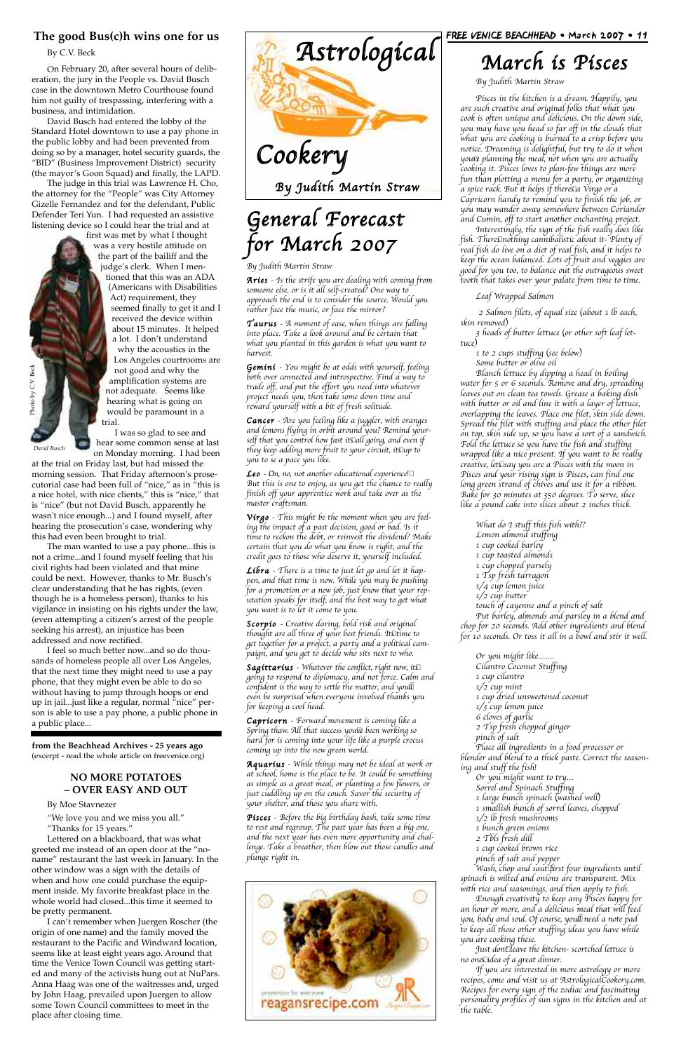## The good Bus(c)h wins one for us

By C.V. Beck

On February 20, after several hours of deliberation, the jury in the People vs. David Busch case in the downtown Metro Courthouse found him not guilty of trespassing, interfering with a business, and intimidation.

David Busch had entered the lobby of the Standard Hotel downtown to use a pay phone in the public lobby and had been prevented from doing so by a manager, hotel security guards, the "BID" (Business Improvement District) security (the mayor's Goon Squad) and finally, the LAPD.

The judge in this trial was Lawrence H. Cho, the attorney for the "People" was City Attorney Gizelle Fernandez and for the defendant, Public Defender Teri Yun. I had requested an assistive listening device so I could hear the trial and at first was met by what I thought was a very hostile attitude on the part of the bailiff and the judge's clerk. When I mentioned that this was an ADA (Americans with Disabilities Act) requirement, they seemed finally to get it and I received the device within about 15 minutes. It helped a lot. I don't understand why the acoustics in the Los Angeles courtrooms are not good and why the amplification systems are not adequate. Seems like hearing what is going on would be paramount in a trial.

Photo by C.V. Beck

David Busch

I was so glad to see and hear some common sense at last on Monday morning. I had been at the trial on Friday last, but had missed the morning session. That Friday afternoon's prosecutorial case had been full of "nice," as in "this is a nice hotel, with nice clients," this is "nice," that is "nice" (but not David Busch, apparently he wasn't nice enough...) and I found myself, after hearing the prosecution's case, wondering why this had even been brought to trial.

The man wanted to use a pay phone...this is not a crime...and I found myself feeling that his civil rights had been violated and that mine could be next. However, thanks to Mr. Busch's clear understanding that he has rights, (even though he is a homeless person), thanks to his vigilance in insisting on his rights under the law, (even attempting a citizen's arrest of the people seeking his arrest), an injustice has been addressed and now rectified.

I feel so much better now...and so do thousands of homeless people all over Los Angeles, that the next time they might need to use a pay phone, that they might even be able to do so without having to jump through hoops or end up in jail...just like a regular, normal "nice" person is able to use a pay phone, a public phone in a public place...

**from the Beachhead Archives - 25 years ago**
(excerpt - read the whole article on freevenice.org)

### NO MORE POTATOES – OVER EASY AND OUT

By Moe Stavnezer

"We love you and we miss you all."
"Thanks for 15 years."

Lettered on a blackboard, that was what greeted me instead of an open door at the "no-name" restaurant the last week in January. In the other window was a sign with the details of when and how one could purchase the equipment inside. My favorite breakfast place in the whole world had closed...this time it seemed to be pretty permanent.

I can't remember when Juergen Roscher (the origin of one name) and the family moved the restaurant to the Pacific and Windward location, seems like at least eight years ago. Around that time the Venice Town Council was getting started and many of the activists hung out at NuPars. Anna Haag was one of the waitresses and, urged by John Haag, prevailed upon Juergen to allow some Town Council committees to meet in the place after closing time.

# Astrological Cookery

By Judith Martin Straw

## General Forecast for March 2007

*By Judith Martin Straw*

***Aries*** *- Is the strife you are dealing with coming from someone else, or is it all self-created? One way to approach the end is to consider the source. Would you rather face the music, or face the mirror?*

***Taurus*** *- A moment of ease, when things are falling into place. Take a look around and be certain that what you planted in this garden is what you want to harvest.*

***Gemini*** *- You might be at odds with yourself, feeling both over connected and introspective. Find a way to trade off, and put the effort you need into whatever project needs you, then take some down time and reward yourself with a bit of fresh solitude.*

***Cancer*** *- Are you feeling like a juggler, with oranges and lemons flying in orbit around you? Remind yourself that you control how fast it's all going, and even if they keep adding more fruit to your circuit, it's up to you to se a pace you like.*

***Leo*** *- On, no, not another educational experience! But this is one to enjoy, as you get the chance to really finish off your apprentice work and take over as the master craftsman.*

***Virgo*** *- This might be the moment when you are feeling the impact of a past decision, good or bad. Is it time to reckon the debt, or reinvest the dividend? Make certain that you do what you know is right, and the credit goes to those who deserve it, yourself included.*

***Libra*** *- There is a time to just let go and let it happen, and that time is now. While you may be pushing for a promotion or a new job, just know that your reputation speaks for itself, and the best way to get what you want is to let it come to you.*

***Scorpio*** *- Creative daring, bold risk and original thought are all three of your best friends. It's time to get together for a project, a party and a political campaign, and you get to decide who sits next to who.*

***Sagittarius*** *- Whatever the conflict, right now, it's going to respond to diplomacy, and not force. Calm and confident is the way to settle the matter, and you'll even be surprised when everyone involved thanks you for keeping a cool head.*

***Capricorn*** *- Forward movement is coming like a Spring thaw. All that success you've been working so hard for is coming into your life like a purple crocus coming up into the new green world.*

***Aquarius*** *- While things may not be ideal at work or at school, home is the place to be. It could be something as simple as a great meal, or planting a few flowers, or just cuddling up on the couch. Savor the security of your shelter, and those you share with.*

***Pisces*** *- Before the big birthday bash, take some time to rest and regroup. The past year has been a big one, and the next year has even more opportunity and challenge. Take a breather, then blow out those candles and plunge right in.*

reagansrecipe.com

## March is Pisces

*By Judith Martin Straw*

*Pisces in the kitchen is a dream. Happily, you are such creative and original folks that what you cook is often unique and delicious. On the down side, you may have you head so far off in the clouds that what you are cooking is burned to a crisp before you notice. Dreaming is delightful, but try to do it when you're planning the meal, not when you are actually cooking it. Pisces loves to plan-few things are more fun than plotting a menu for a party, or organizing a spice rack. But it helps if there's a Virgo or a Capricorn handy to remind you to finish the job, or you may wander away somewhere between Coriander and Cumin, off to start another enchanting project.*

*Interestingly, the sign of the fish really does like fish. There's nothing cannibalistic about it- Plenty of real fish do live on a diet of real fish, and it helps to keep the ocean balanced. Lots of fruit and veggies are good for you too, to balance out the outrageous sweet tooth that takes over your palate from time to time.*

*Leaf Wrapped Salmon*

*2 Salmon filets, of equal size (about 1 lb each, skin removed)*
*3 heads of butter lettuce (or other soft leaf lettuce)*
*1 to 2 cups stuffing (see below)*
*Some butter or olive oil*

*Blanch lettuce by dipping a head in boiling water for 5 or 6 seconds. Remove and dry, spreading leaves out on clean tea towels. Grease a baking dish with butter or oil and line it with a layer of lettuce, overlapping the leaves. Place one filet, skin side down. Spread the filet with stuffing and place the other filet on top, skin side up, so you have a sort of a sandwich. Fold the lettuce so you have the fish and stuffing wrapped like a nice present. If you want to be really creative, let's say you are a Pisces with the moon in Pisces and your rising sign is Pisces, can find one long green strand of chives and use it for a ribbon. Bake for 30 minutes at 350 degrees. To serve, slice like a pound cake into slices about 2 inches thick.*

*What do I stuff this fish with??*
*Lemon almond stuffing*
*1 cup cooked barley*
*1 cup toasted almonds*
*1 cup chopped parsely*
*1 Tsp fresh tarragon*
*1/4 cup lemon juice*
*1/2 cup butter*
*touch of cayenne and a pinch of salt*

*Put barley, almonds and parsley in a blend and chop for 20 seconds. Add other ingredients and blend for 10 seconds. Or toss it all in a bowl and stir it well.*

*Or you might like.......*
*Cilantro Coconut Stuffing*
*1 cup cilantro*
*1/2 cup mint*
*1 cup dried unsweetened coconut*
*1/3 cup lemon juice*
*6 cloves of garlic*
*2 Tsp fresh chopped ginger*
*pinch of salt*

*Place all ingredients in a food processor or blender and blend to a thick paste. Correct the seasoning and stuff the fish!*

*Or you might want to try...*
*Sorrel and Spinach Stuffing*
*1 large bunch spinach (washed well)*
*1 smallish bunch of sorrel leaves, chopped*
*1/2 lb fresh mushrooms*
*1 bunch green onions*
*2 Tbls fresh dill*
*1 cup cooked brown rice*
*pinch of salt and pepper*

*Wash, chop and saut first four ingredients until spinach is wilted and onions are transparent. Mix with rice and seasonings, and then apply to fish.*

*Enough creativity to keep any Pisces happy for an hour or more, and a delicious meal that will feed you, body and soul. Of course, you'll need a note pad to keep all those other stuffing ideas you have while you are cooking these.*

*Just don't leave the kitchen- scortched lettuce is no one's idea of a great dinner.*

*If you are interested in more astrology or more recipes, come and visit us at AstrologicalCookery.com. Recipes for every sign of the zodiac and fascinating personality profiles of sun signs in the kitchen and at the table.*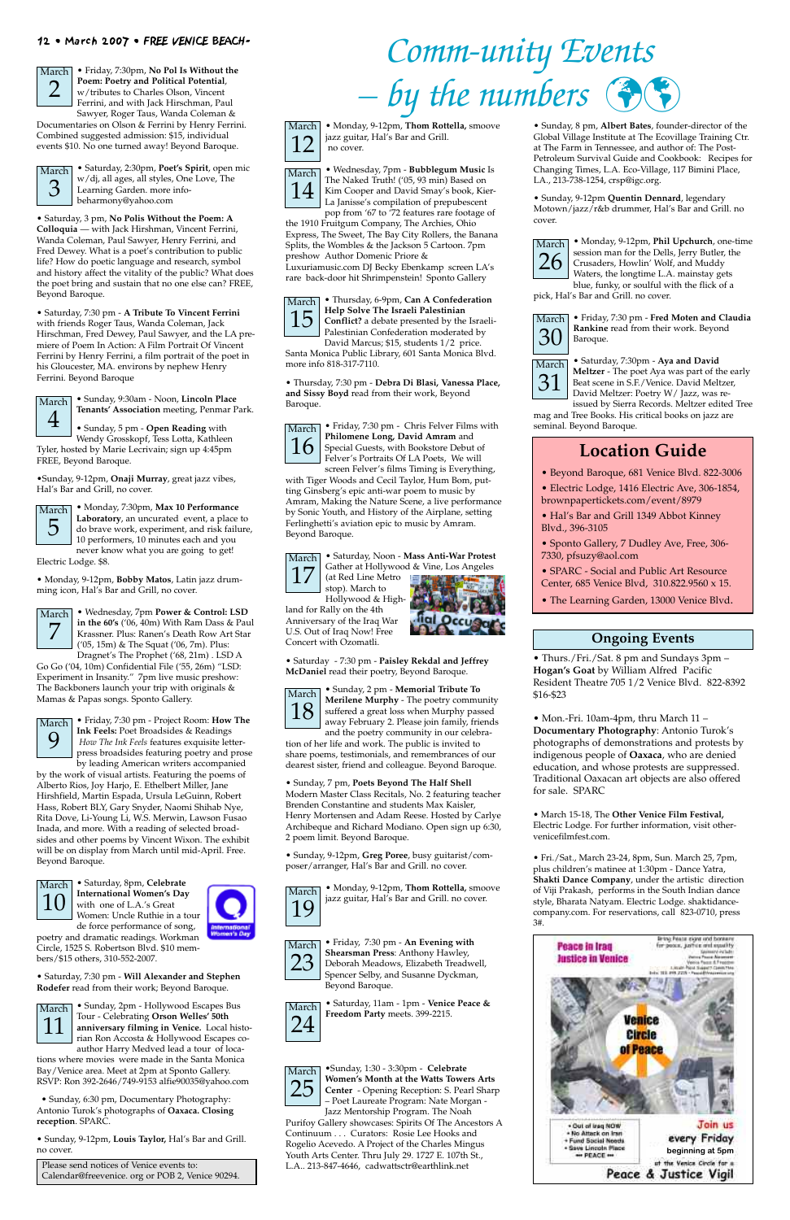# Comm-unity Events – by the numbers

**March 2** • Friday, 7:30pm, **No Pol Is Without the Poem: Poetry and Political Potential**, w/tributes to Charles Olson, Vincent Ferrini, and with Jack Hirschman, Paul Sawyer, Roger Taus, Wanda Coleman & Documentaries on Olson & Ferrini by Henry Ferrini. Combined suggested admission: $15, individual events $10. No one turned away! Beyond Baroque.

**March 3** • Saturday, 2:30pm, **Poet's Spirit**, open mic w/dj, all ages, all styles, One Love, The Learning Garden. more info- beharmony@yahoo.com

• Saturday, 3 pm, **No Polis Without the Poem: A Colloquia** — with Jack Hirshman, Vincent Ferrini, Wanda Coleman, Paul Sawyer, Henry Ferrini, and Fred Dewey. What is a poet's contribution to public life? How do poetic language and research, symbol and history affect the vitality of the public? What does the poet bring and sustain that no one else can? FREE, Beyond Baroque.

• Saturday, 7:30 pm - **A Tribute To Vincent Ferrini** with friends Roger Taus, Wanda Coleman, Jack Hirschman, Fred Dewey, Paul Sawyer, and the LA premiere of Poem In Action: A Film Portrait Of Vincent Ferrini by Henry Ferrini, a film portrait of the poet in his Gloucester, MA. environs by nephew Henry Ferrini. Beyond Baroque

**March 4** • Sunday, 9:30am - Noon, **Lincoln Place Tenants' Association** meeting, Penmar Park.

• Sunday, 5 pm - **Open Reading** with Wendy Grosskopf, Tess Lotta, Kathleen Tyler, hosted by Marie Lecrivain; sign up 4:45pm FREE, Beyond Baroque.

•Sunday, 9-12pm, **Onaji Murray**, great jazz vibes, Hal's Bar and Grill, no cover.

**March 5** • Monday, 7:30pm, **Max 10 Performance Laboratory**, an uncurated event, a place to do brave work, experiment, and risk failure, 10 performers, 10 minutes each and you never know what you are going to get! Electric Lodge. $8.

• Monday, 9-12pm, **Bobby Matos**, Latin jazz drumming icon, Hal's Bar and Grill, no cover.

**March 7** • Wednesday, 7pm **Power & Control: LSD in the 60's** ('06, 40m) With Ram Dass & Paul Krassner. Plus: Ranen's Death Row Art Star ('05, 15m) & The Squat ('06, 7m). Plus: Dragnet's The Prophet ('68, 21m) . LSD A Go Go ('04, 10m) Confidential File ('55, 26m) "LSD: Experiment in Insanity." 7pm live music preshow: The Backboners launch your trip with originals & Mamas & Papas songs. Sponto Gallery.

**March 9** • Friday, 7:30 pm - Project Room: **How The Ink Feels:** Poet Broadsides & Readings *How The Ink Feels* features exquisite letterpress broadsides featuring poetry and prose by leading American writers accompanied by the work of visual artists. Featuring the poems of Alberto Rios, Joy Harjo, E. Ethelbert Miller, Jane Hirshfield, Martín Espada, Ursula LeGuinn, Robert Hass, Robert BLY, Gary Snyder, Naomi Shihab Nye, Rita Dove, Li-Young Li, W.S. Merwin, Lawson Fusao Inada, and more. With a reading of selected broadsides and other poems by Vincent Wixon. The exhibit will be on display from March until mid-April. Free. Beyond Baroque.

**March 10** • Saturday, 8pm, **Celebrate International Women's Day** with one of L.A.'s Great Women: Uncle Ruthie in a tour de force performance of song, poetry and dramatic readings. Workman Circle, 1525 S. Robertson Blvd. $10 members/$15 others, 310-552-2007.

• Saturday, 7:30 pm - **Will Alexander and Stephen Rodefer** read from their work; Beyond Baroque.

**March 11** • Sunday, 2pm - Hollywood Escapes Bus Tour - Celebrating **Orson Welles' 50th anniversary filming in Venice.** Local historian Ron Accosta & Hollywood Escapes coauthor Harry Medved lead a tour of locations where movies were made in the Santa Monica Bay/Venice area. Meet at 2pm at Sponto Gallery. RSVP: Ron 392-2646/749-9153 alfie90035@yahoo.com

• Sunday, 6:30 pm, Documentary Photography: Antonio Turok's photographs of **Oaxaca. Closing reception.** SPARC.

• Sunday, 9-12pm, **Louis Taylor,** Hal's Bar and Grill. no cover.

Please send notices of Venice events to: Calendar@freevenice. org or POB 2, Venice 90294.

**March 12** • Monday, 9-12pm, **Thom Rottella,** smoove jazz guitar, Hal's Bar and Grill. no cover.

**March 14** • Wednesday, 7pm - **Bubblegum Music** Is The Naked Truth! ('05, 93 min) Based on Kim Cooper and Kind Smay's book, Kier-La Janisse's compilation of prepubescent pop from '67 to '72 features rare footage of the 1910 Fruitgum Company, The Archies, Ohio Express, The Sweet, The Bay City Rollers, the Banana Splits, the Wombles & the Jackson 5 Cartoon. 7pm preshow Author Domenic Priore & Luxuriamusic.com DJ Becky Ebenkamp screen LA's rare back-door hit Shrimpenstein! Sponto Gallery

**March 15** • Thursday, 6-9pm, **Can A Confederation Help Solve The Israeli Palestinian Conflict?** a debate presented by the Israeli-Palestinian Confederation moderated by David Marcus; $15, students 1/2 price. Santa Monica Public Library, 601 Santa Monica Blvd. more info 818-317-7110.

• Thursday, 7:30 pm - **Debra Di Blasi, Vanessa Place, and Sissy Boyd** read from their work, Beyond Baroque.

**March 16** • Friday, 7:30 pm - Chris Felver Films with **Philomene Long, David Amram** and Special Guests, with Bookstore Debut of Felver's Portraits Of LA Poets, We will screen Felver's films Timing is Everything, with Tiger Woods and Cecil Taylor, Hum Bom, putting Ginsberg's epic anti-war poem to music by Amram, Making the Nature Scene, a live performance by Sonic Youth, and History of the Airplane, setting Ferlinghetti's aviation epic to music by Amram. Beyond Baroque.

**March 17** • Saturday, Noon - **Mass Anti-War Protest** Gather at Hollywood & Vine, Los Angeles (at Red Line Metro stop). March to Hollywood & Highland for Rally on the 4th Anniversary of the Iraq War U.S. Out of Iraq Now! Free Concert with Ozomatli.

• Saturday - 7:30 pm - **Paisley Rekdal and Jeffrey McDaniel** read their poetry, Beyond Baroque.

**March 18** • Sunday, 2 pm - **Memorial Tribute To Merilene Murphy** - The poetry community suffered a great loss when Murphy passed away February 2. Please join family, friends and the poetry community in our celebration of her life and work. The public is invited to share poems, testimonials, and remembrances of our dearest sister, friend and colleague. Beyond Baroque.

• Sunday, 7 pm, **Poets Beyond The Half Shell** Modern Master Class Recitals, No. 2 featuring teacher Brenden Constantine and students Max Kaisler, Henry Mortensen and Adam Reese. Hosted by Carlye Archibeque and Richard Modiano. Open sign up 6:30, 2 poem limit. Beyond Baroque.

• Sunday, 9-12pm, **Greg Poree**, busy guitarist/composer/arranger, Hal's Bar and Grill. no cover.

**March 19** • Monday, 9-12pm, **Thom Rottella,** smoove jazz guitar, Hal's Bar and Grill. no cover.

**March 23** • Friday, 7:30 pm - **An Evening with Shearsman Press**: Anthony Hawley, Deborah Meadows, Elizabeth Treadwell, Spencer Selby, and Susanne Dyckman, Beyond Baroque.

**March 24** • Saturday, 11am - 1pm - **Venice Peace & Freedom Party** meets. 399-2215.

**March 25** •Sunday, 1:30 - 3:30pm - **Celebrate Women's Month at the Watts Towers Arts Center** - Opening Reception: S. Pearl Sharp – Poet Laureate Program: Nate Morgan - Jazz Mentorship Program. The Noah Purifoy Gallery showcases: Spirits Of The Ancestors A Continuum . . . Curators: Rosie Lee Hooks and Rogelio Acevedo. A Project of the Charles Mingus Youth Arts Center. Thru July 29. 1727 E. 107th St., L.A.. 213-847-4646, cadwattsctr@earthlink.net

• Sunday, 8 pm, **Albert Bates**, founder-director of the Global Village Institute at The Ecovillage Training Ctr. at The Farm in Tennessee, and author of: The Post-Petroleum Survival Guide and Cookbook: Recipes for Changing Times, L.A. Eco-Village, 117 Bimini Place, LA., 213-738-1254, crsp@igc.org.

• Sunday, 9-12pm **Quentin Dennard**, legendary Motown/jazz/r&b drummer, Hal's Bar and Grill. no cover.

**March 26** • Monday, 9-12pm, **Phil Upchurch**, one-time session man for the Dells, Jerry Butler, the Crusaders, Howlin' Wolf, and Muddy Waters, the longtime L.A. mainstay gets blue, funky, or soulful with the flick of a pick, Hal's Bar and Grill. no cover.

**March 30** • Friday, 7:30 pm - **Fred Moten and Claudia Rankine** read from their work. Beyond Baroque.

**March 31** • Saturday, 7:30pm - **Aya and David Meltzer** - The poet Aya was part of the early Beat scene in S.F./Venice. David Meltzer, David Meltzer: Poetry W/ Jazz, was reissued by Sierra Records. Meltzer edited Tree mag and Tree Books. His critical books on jazz are seminal. Beyond Baroque.

## Location Guide

- Beyond Baroque, 681 Venice Blvd. 822-3006
- Electric Lodge, 1416 Electric Ave, 306-1854, brownpapertickets.com/event/8979
- Hal's Bar and Grill 1349 Abbot Kinney Blvd., 396-3105
- Sponto Gallery, 7 Dudley Ave, Free, 306-7330, pfsuzy@aol.com
- SPARC - Social and Public Art Resource Center, 685 Venice Blvd, 310.822.9560 x 15.
- The Learning Garden, 13000 Venice Blvd.

## Ongoing Events

• Thurs./Fri./Sat. 8 pm and Sundays 3pm – **Hogan's Goat** by William Alfred Pacific Resident Theatre 705 1/2 Venice Blvd. 822-8392 $16-$23

• Mon.-Fri. 10am-4pm, thru March 11 – **Documentary Photography**: Antonio Turok's photographs of demonstrations and protests by indigenous people of **Oaxaca**, who are denied education, and whose protests are suppressed. Traditional Oaxacan art objects are also offered for sale. SPARC

• March 15-18, The **Other Venice Film Festival,** Electric Lodge. For further information, visit othervenicefilmfest.com.

• Fri./Sat., March 23-24, 8pm, Sun. March 25, 7pm, plus children's matinee at 1:30pm - Dance Yatra, **Shakti Dance Company**, under the artistic direction of Viji Prakash, performs in the South Indian dance style, Bharata Natyam. Electric Lodge. shaktidancecompany.com. For reservations, call 823-0710, press 3#.

Peace in Iraq Justice in Venice

Venice Circle of Peace

• Out of Iraq NOW • No Attack on Iran • Fund Social Needs • Save Lincoln Place • PEACE •

Join us every Friday beginning at 5pm at the Venice Circle for a Peace & Justice Vigil